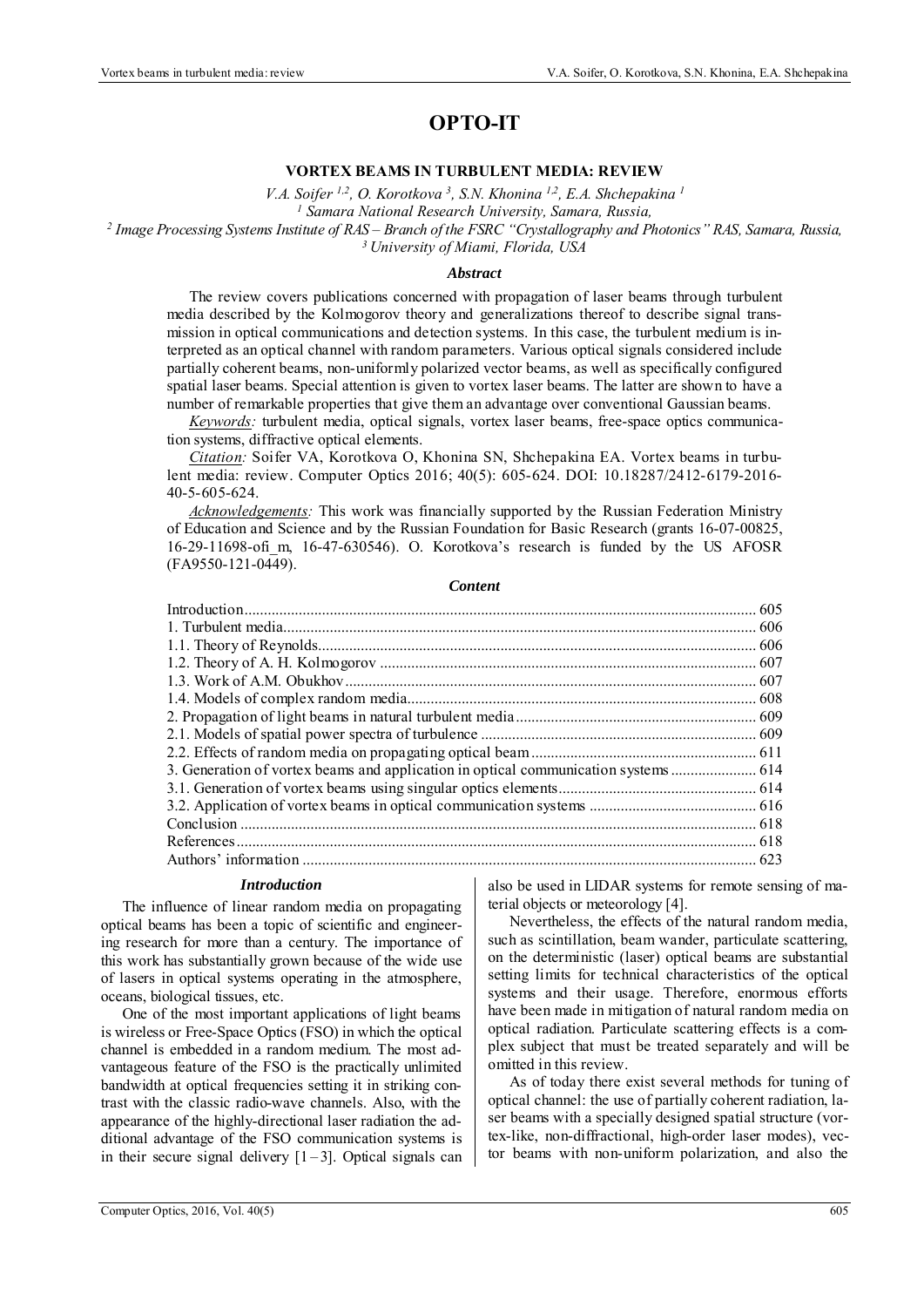# OPTO-IT

## VORTEX BEAMS IN TURBULENT MEDIA: REVIEW

*V.A. Soifer [1,2], O. Korotkova [3], S.N. Khonina [1,2], E.A. Shchepakina [1]*
*[1] Samara National Research University, Samara, Russia,*
*[2] Image Processing Systems Institute of RAS – Branch of the FSRC "Crystallography and Photonics" RAS, Samara, Russia,*
*[3] University of Miami, Florida, USA*

### *Abstract*

The review covers publications concerned with propagation of laser beams through turbulent media described by the Kolmogorov theory and generalizations thereof to describe signal transmission in optical communications and detection systems. In this case, the turbulent medium is interpreted as an optical channel with random parameters. Various optical signals considered include partially coherent beams, non-uniformly polarized vector beams, as well as specifically configured spatial laser beams. Special attention is given to vortex laser beams. The latter are shown to have a number of remarkable properties that give them an advantage over conventional Gaussian beams.

*Keywords:* turbulent media, optical signals, vortex laser beams, free-space optics communication systems, diffractive optical elements.

*Citation:* Soifer VA, Korotkova O, Khonina SN, Shchepakina EA. Vortex beams in turbulent media: review. Computer Optics 2016; 40(5): 605-624. DOI: 10.18287/2412-6179-2016-40-5-605-624.

*Acknowledgements:* This work was financially supported by the Russian Federation Ministry of Education and Science and by the Russian Foundation for Basic Research (grants 16-07-00825, 16-29-11698-ofi_m, 16-47-630546). O. Korotkova's research is funded by the US AFOSR (FA9550-121-0449).

### *Content*

Introduction ........ 605
1. Turbulent media ........ 606
1.1. Theory of Reynolds ........ 606
1.2. Theory of A. H. Kolmogorov ........ 607
1.3. Work of A.M. Obukhov ........ 607
1.4. Models of complex random media ........ 608
2. Propagation of light beams in natural turbulent media ........ 609
2.1. Models of spatial power spectra of turbulence ........ 609
2.2. Effects of random media on propagating optical beam ........ 611
3. Generation of vortex beams and application in optical communication systems ........ 614
3.1. Generation of vortex beams using singular optics elements ........ 614
3.2. Application of vortex beams in optical communication systems ........ 616
Conclusion ........ 618
References ........ 618
Authors' information ........ 623

### *Introduction*

The influence of linear random media on propagating optical beams has been a topic of scientific and engineering research for more than a century. The importance of this work has substantially grown because of the wide use of lasers in optical systems operating in the atmosphere, oceans, biological tissues, etc.

One of the most important applications of light beams is wireless or Free-Space Optics (FSO) in which the optical channel is embedded in a random medium. The most advantageous feature of the FSO is the practically unlimited bandwidth at optical frequencies setting it in striking contrast with the classic radio-wave channels. Also, with the appearance of the highly-directional laser radiation the additional advantage of the FSO communication systems is in their secure signal delivery [1 – 3]. Optical signals can also be used in LIDAR systems for remote sensing of material objects or meteorology [4].

Nevertheless, the effects of the natural random media, such as scintillation, beam wander, particulate scattering, on the deterministic (laser) optical beams are substantial setting limits for technical characteristics of the optical systems and their usage. Therefore, enormous efforts have been made in mitigation of natural random media on optical radiation. Particulate scattering effects is a complex subject that must be treated separately and will be omitted in this review.

As of today there exist several methods for tuning of optical channel: the use of partially coherent radiation, laser beams with a specially designed spatial structure (vortex-like, non-diffractional, high-order laser modes), vector beams with non-uniform polarization, and also the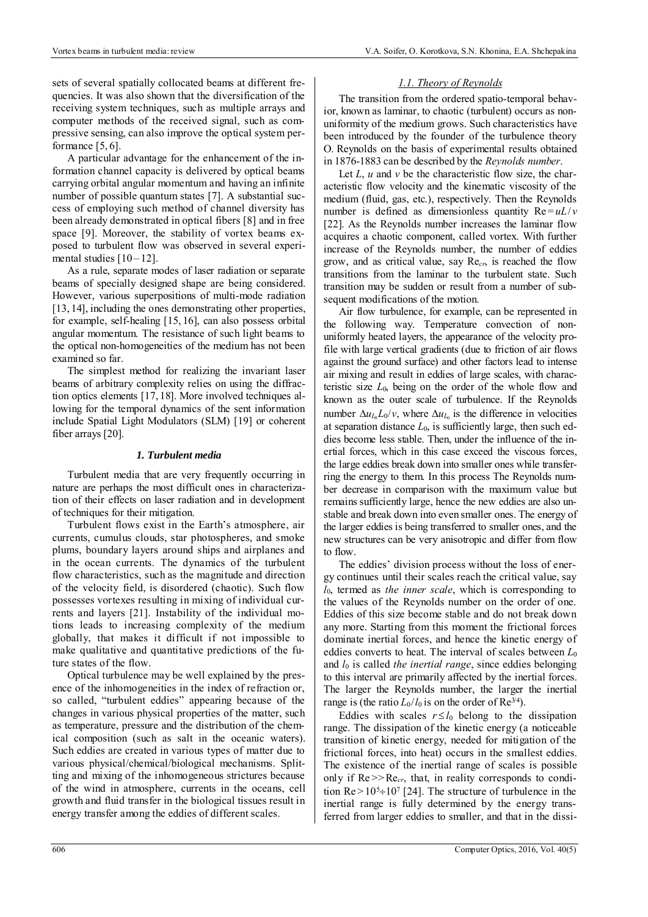sets of several spatially collocated beams at different frequencies. It was also shown that the diversification of the receiving system techniques, such as multiple arrays and computer methods of the received signal, such as compressive sensing, can also improve the optical system performance [5, 6].

A particular advantage for the enhancement of the information channel capacity is delivered by optical beams carrying orbital angular momentum and having an infinite number of possible quantum states [7]. A substantial success of employing such method of channel diversity has been already demonstrated in optical fibers [8] and in free space [9]. Moreover, the stability of vortex beams exposed to turbulent flow was observed in several experimental studies [10–12].

As a rule, separate modes of laser radiation or separate beams of specially designed shape are being considered. However, various superpositions of multi-mode radiation [13, 14], including the ones demonstrating other properties, for example, self-healing [15, 16], can also possess orbital angular momentum. The resistance of such light beams to the optical non-homogeneities of the medium has not been examined so far.

The simplest method for realizing the invariant laser beams of arbitrary complexity relies on using the diffraction optics elements [17, 18]. More involved techniques allowing for the temporal dynamics of the sent information include Spatial Light Modulators (SLM) [19] or coherent fiber arrays [20].

## *1. Turbulent media*

Turbulent media that are very frequently occurring in nature are perhaps the most difficult ones in characterization of their effects on laser radiation and in development of techniques for their mitigation.

Turbulent flows exist in the Earth's atmosphere, air currents, cumulus clouds, star photospheres, and smoke plumes, boundary layers around ships and airplanes and in the ocean currents. The dynamics of the turbulent flow characteristics, such as the magnitude and direction of the velocity field, is disordered (chaotic). Such flow possesses vortexes resulting in mixing of individual currents and layers [21]. Instability of the individual motions leads to increasing complexity of the medium globally, that makes it difficult if not impossible to make qualitative and quantitative predictions of the future states of the flow.

Optical turbulence may be well explained by the presence of the inhomogeneities in the index of refraction or, so called, "turbulent eddies" appearing because of the changes in various physical properties of the matter, such as temperature, pressure and the distribution of the chemical composition (such as salt in the oceanic waters). Such eddies are created in various types of matter due to various physical/chemical/biological mechanisms. Splitting and mixing of the inhomogeneous strictures because of the wind in atmosphere, currents in the oceans, cell growth and fluid transfer in the biological tissues result in energy transfer among the eddies of different scales.

### *1.1. Theory of Reynolds*

The transition from the ordered spatio-temporal behavior, known as laminar, to chaotic (turbulent) occurs as nonuniformity of the medium grows. Such characteristics have been introduced by the founder of the turbulence theory O. Reynolds on the basis of experimental results obtained in 1876-1883 can be described by the *Reynolds number*.

Let $L$, $u$ and $v$ be the characteristic flow size, the characteristic flow velocity and the kinematic viscosity of the medium (fluid, gas, etc.), respectively. Then the Reynolds number is defined as dimensionless quantity $\mathrm{Re} = uL/v$ [22]. As the Reynolds number increases the laminar flow acquires a chaotic component, called vortex. With further increase of the Reynolds number, the number of eddies grow, and as critical value, say $\mathrm{Re}_{cr}$, is reached the flow transitions from the laminar to the turbulent state. Such transition may be sudden or result from a number of subsequent modifications of the motion.

Air flow turbulence, for example, can be represented in the following way. Temperature convection of nonuniformly heated layers, the appearance of the velocity profile with large vertical gradients (due to friction of air flows against the ground surface) and other factors lead to intense air mixing and result in eddies of large scales, with characteristic size $L_0$, being on the order of the whole flow and known as the outer scale of turbulence. If the Reynolds number $\Delta u_{L_0} L_0 / v$, where $\Delta u_{L_0}$ is the difference in velocities at separation distance $L_0$, is sufficiently large, then such eddies become less stable. Then, under the influence of the inertial forces, which in this case exceed the viscous forces, the large eddies break down into smaller ones while transferring the energy to them. In this process The Reynolds number decrease in comparison with the maximum value but remains sufficiently large, hence the new eddies are also unstable and break down into even smaller ones. The energy of the larger eddies is being transferred to smaller ones, and the new structures can be very anisotropic and differ from flow to flow.

The eddies' division process without the loss of energy continues until their scales reach the critical value, say $l_0$, termed as *the inner scale*, which is corresponding to the values of the Reynolds number on the order of one. Eddies of this size become stable and do not break down any more. Starting from this moment the frictional forces dominate inertial forces, and hence the kinetic energy of eddies converts to heat. The interval of scales between $L_0$ and $l_0$ is called *the inertial range*, since eddies belonging to this interval are primarily affected by the inertial forces. The larger the Reynolds number, the larger the inertial range is (the ratio $L_0/l_0$ is on the order of $\mathrm{Re}^{3/4}$).

Eddies with scales $r \le l_0$ belong to the dissipation range. The dissipation of the kinetic energy (a noticeable transition of kinetic energy, needed for mitigation of the frictional forces, into heat) occurs in the smallest eddies. The existence of the inertial range of scales is possible only if $\mathrm{Re} \gg \mathrm{Re}_{cr}$, that, in reality corresponds to condition $\mathrm{Re} > 10^5 \div 10^7$ [24]. The structure of turbulence in the inertial range is fully determined by the energy transferred from larger eddies to smaller, and that in the dissi-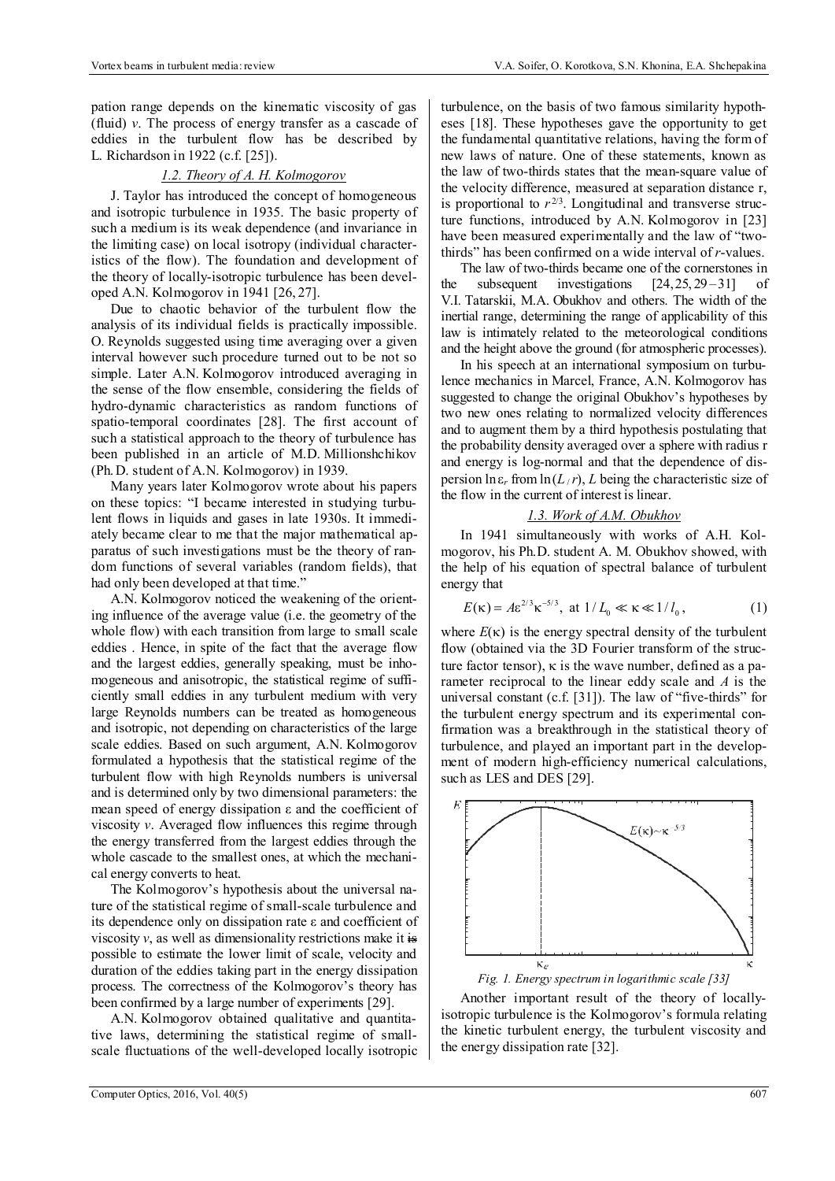pation range depends on the kinematic viscosity of gas (fluid) $v$. The process of energy transfer as a cascade of eddies in the turbulent flow has be described by L. Richardson in 1922 (c.f. [25]).

### 1.2. Theory of A. H. Kolmogorov

J. Taylor has introduced the concept of homogeneous and isotropic turbulence in 1935. The basic property of such a medium is its weak dependence (and invariance in the limiting case) on local isotropy (individual characteristics of the flow). The foundation and development of the theory of locally-isotropic turbulence has been developed A.N. Kolmogorov in 1941 [26, 27].

Due to chaotic behavior of the turbulent flow the analysis of its individual fields is practically impossible. O. Reynolds suggested using time averaging over a given interval however such procedure turned out to be not so simple. Later A.N. Kolmogorov introduced averaging in the sense of the flow ensemble, considering the fields of hydro-dynamic characteristics as random functions of spatio-temporal coordinates [28]. The first account of such a statistical approach to the theory of turbulence has been published in an article of M.D. Millionshchikov (Ph. D. student of A.N. Kolmogorov) in 1939.

Many years later Kolmogorov wrote about his papers on these topics: "I became interested in studying turbulent flows in liquids and gases in late 1930s. It immediately became clear to me that the major mathematical apparatus of such investigations must be the theory of random functions of several variables (random fields), that had only been developed at that time."

A.N. Kolmogorov noticed the weakening of the orienting influence of the average value (i.e. the geometry of the whole flow) with each transition from large to small scale eddies . Hence, in spite of the fact that the average flow and the largest eddies, generally speaking, must be inhomogeneous and anisotropic, the statistical regime of sufficiently small eddies in any turbulent medium with very large Reynolds numbers can be treated as homogeneous and isotropic, not depending on characteristics of the large scale eddies. Based on such argument, A.N. Kolmogorov formulated a hypothesis that the statistical regime of the turbulent flow with high Reynolds numbers is universal and is determined only by two dimensional parameters: the mean speed of energy dissipation $\varepsilon$ and the coefficient of viscosity $v$. Averaged flow influences this regime through the energy transferred from the largest eddies through the whole cascade to the smallest ones, at which the mechanical energy converts to heat.

The Kolmogorov's hypothesis about the universal nature of the statistical regime of small-scale turbulence and its dependence only on dissipation rate $\varepsilon$ and coefficient of viscosity $v$, as well as dimensionality restrictions make it ~~is~~ possible to estimate the lower limit of scale, velocity and duration of the eddies taking part in the energy dissipation process. The correctness of the Kolmogorov's theory has been confirmed by a large number of experiments [29].

A.N. Kolmogorov obtained qualitative and quantitative laws, determining the statistical regime of small-scale fluctuations of the well-developed locally isotropic turbulence, on the basis of two famous similarity hypotheses [18]. These hypotheses gave the opportunity to get the fundamental quantitative relations, having the form of new laws of nature. One of these statements, known as the law of two-thirds states that the mean-square value of the velocity difference, measured at separation distance r, is proportional to $r^{2/3}$. Longitudinal and transverse structure functions, introduced by A.N. Kolmogorov in [23] have been measured experimentally and the law of "two-thirds" has been confirmed on a wide interval of $r$-values.

The law of two-thirds became one of the cornerstones in the subsequent investigations [24, 25, 29–31] of V.I. Tatarskii, M.A. Obukhov and others. The width of the inertial range, determining the range of applicability of this law is intimately related to the meteorological conditions and the height above the ground (for atmospheric processes).

In his speech at an international symposium on turbulence mechanics in Marcel, France, A.N. Kolmogorov has suggested to change the original Obukhov's hypotheses by two new ones relating to normalized velocity differences and to augment them by a third hypothesis postulating that the probability density averaged over a sphere with radius r and energy is log-normal and that the dependence of dispersion $\ln\varepsilon_r$ from $\ln(L/r)$, $L$ being the characteristic size of the flow in the current of interest is linear.

### 1.3. Work of A.M. Obukhov

In 1941 simultaneously with works of A.H. Kolmogorov, his Ph.D. student A. M. Obukhov showed, with the help of his equation of spectral balance of turbulent energy that

$$E(\kappa) = A\varepsilon^{2/3}\kappa^{-5/3}, \text{ at } 1/L_0 \ll \kappa \ll 1/l_0, \tag{1}$$

where $E(\kappa)$ is the energy spectral density of the turbulent flow (obtained via the 3D Fourier transform of the structure factor tensor), $\kappa$ is the wave number, defined as a parameter reciprocal to the linear eddy scale and $A$ is the universal constant (c.f. [31]). The law of "five-thirds" for the turbulent energy spectrum and its experimental confirmation was a breakthrough in the statistical theory of turbulence, and played an important part in the development of modern high-efficiency numerical calculations, such as LES and DES [29].

*Fig. 1. Energy spectrum in logarithmic scale [33]*

Another important result of the theory of locally-isotropic turbulence is the Kolmogorov's formula relating the kinetic turbulent energy, the turbulent viscosity and the energy dissipation rate [32].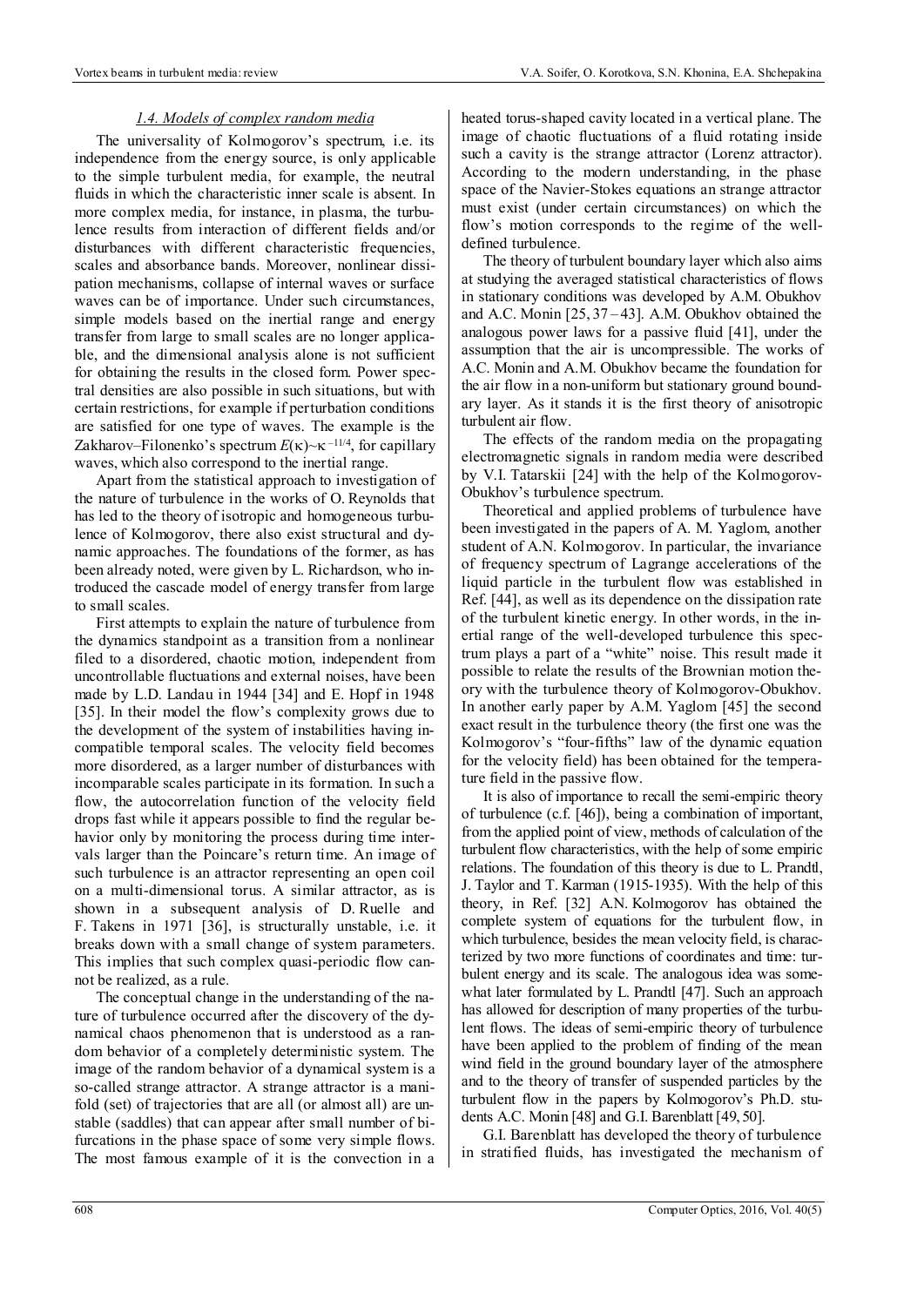### *1.4. Models of complex random media*

The universality of Kolmogorov's spectrum, i.e. its independence from the energy source, is only applicable to the simple turbulent media, for example, the neutral fluids in which the characteristic inner scale is absent. In more complex media, for instance, in plasma, the turbulence results from interaction of different fields and/or disturbances with different characteristic frequencies, scales and absorbance bands. Moreover, nonlinear dissipation mechanisms, collapse of internal waves or surface waves can be of importance. Under such circumstances, simple models based on the inertial range and energy transfer from large to small scales are no longer applicable, and the dimensional analysis alone is not sufficient for obtaining the results in the closed form. Power spectral densities are also possible in such situations, but with certain restrictions, for example if perturbation conditions are satisfied for one type of waves. The example is the Zakharov–Filonenko's spectrum $E(\kappa)\sim\kappa^{-11/4}$, for capillary waves, which also correspond to the inertial range.

Apart from the statistical approach to investigation of the nature of turbulence in the works of O. Reynolds that has led to the theory of isotropic and homogeneous turbulence of Kolmogorov, there also exist structural and dynamic approaches. The foundations of the former, as has been already noted, were given by L. Richardson, who introduced the cascade model of energy transfer from large to small scales.

First attempts to explain the nature of turbulence from the dynamics standpoint as a transition from a nonlinear filed to a disordered, chaotic motion, independent from uncontrollable fluctuations and external noises, have been made by L.D. Landau in 1944 [34] and E. Hopf in 1948 [35]. In their model the flow's complexity grows due to the development of the system of instabilities having incompatible temporal scales. The velocity field becomes more disordered, as a larger number of disturbances with incomparable scales participate in its formation. In such a flow, the autocorrelation function of the velocity field drops fast while it appears possible to find the regular behavior only by monitoring the process during time intervals larger than the Poincare's return time. An image of such turbulence is an attractor representing an open coil on a multi-dimensional torus. A similar attractor, as is shown in a subsequent analysis of D. Ruelle and F. Takens in 1971 [36], is structurally unstable, i.e. it breaks down with a small change of system parameters. This implies that such complex quasi-periodic flow cannot be realized, as a rule.

The conceptual change in the understanding of the nature of turbulence occurred after the discovery of the dynamical chaos phenomenon that is understood as a random behavior of a completely deterministic system. The image of the random behavior of a dynamical system is a so-called strange attractor. A strange attractor is a manifold (set) of trajectories that are all (or almost all) are unstable (saddles) that can appear after small number of bifurcations in the phase space of some very simple flows. The most famous example of it is the convection in a heated torus-shaped cavity located in a vertical plane. The image of chaotic fluctuations of a fluid rotating inside such a cavity is the strange attractor (Lorenz attractor). According to the modern understanding, in the phase space of the Navier-Stokes equations an strange attractor must exist (under certain circumstances) on which the flow's motion corresponds to the regime of the well-defined turbulence.

The theory of turbulent boundary layer which also aims at studying the averaged statistical characteristics of flows in stationary conditions was developed by A.M. Obukhov and A.C. Monin [25, 37–43]. A.M. Obukhov obtained the analogous power laws for a passive fluid [41], under the assumption that the air is uncompressible. The works of A.C. Monin and A.M. Obukhov became the foundation for the air flow in a non-uniform but stationary ground boundary layer. As it stands it is the first theory of anisotropic turbulent air flow.

The effects of the random media on the propagating electromagnetic signals in random media were described by V.I. Tatarskii [24] with the help of the Kolmogorov-Obukhov's turbulence spectrum.

Theoretical and applied problems of turbulence have been investigated in the papers of A. M. Yaglom, another student of A.N. Kolmogorov. In particular, the invariance of frequency spectrum of Lagrange accelerations of the liquid particle in the turbulent flow was established in Ref. [44], as well as its dependence on the dissipation rate of the turbulent kinetic energy. In other words, in the inertial range of the well-developed turbulence this spectrum plays a part of a "white" noise. This result made it possible to relate the results of the Brownian motion theory with the turbulence theory of Kolmogorov-Obukhov. In another early paper by A.M. Yaglom [45] the second exact result in the turbulence theory (the first one was the Kolmogorov's "four-fifths" law of the dynamic equation for the velocity field) has been obtained for the temperature field in the passive flow.

It is also of importance to recall the semi-empiric theory of turbulence (c.f. [46]), being a combination of important, from the applied point of view, methods of calculation of the turbulent flow characteristics, with the help of some empiric relations. The foundation of this theory is due to L. Prandtl, J. Taylor and T. Karman (1915-1935). With the help of this theory, in Ref. [32] A.N. Kolmogorov has obtained the complete system of equations for the turbulent flow, in which turbulence, besides the mean velocity field, is characterized by two more functions of coordinates and time: turbulent energy and its scale. The analogous idea was somewhat later formulated by L. Prandtl [47]. Such an approach has allowed for description of many properties of the turbulent flows. The ideas of semi-empiric theory of turbulence have been applied to the problem of finding of the mean wind field in the ground boundary layer of the atmosphere and to the theory of transfer of suspended particles by the turbulent flow in the papers by Kolmogorov's Ph.D. students A.C. Monin [48] and G.I. Barenblatt [49, 50].

G.I. Barenblatt has developed the theory of turbulence in stratified fluids, has investigated the mechanism of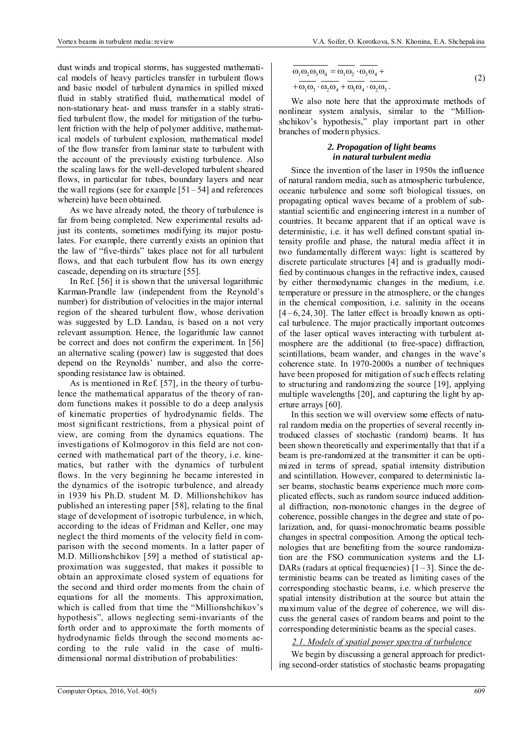dust winds and tropical storms, has suggested mathematical models of heavy particles transfer in turbulent flows and basic model of turbulent dynamics in spilled mixed fluid in stably stratified fluid, mathematical model of non-stationary heat- and mass transfer in a stably stratified turbulent flow, the model for mitigation of the turbulent friction with the help of polymer additive, mathematical models of turbulent explosion, mathematical model of the flow transfer from laminar state to turbulent with the account of the previously existing turbulence. Also the scaling laws for the well-developed turbulent sheared flows, in particular for tubes, boundary layers and near the wall regions (see for example [51–54] and references wherein) have been obtained.

As we have already noted, the theory of turbulence is far from being completed. New experimental results adjust its contents, sometimes modifying its major postulates. For example, there currently exists an opinion that the law of "five-thirds" takes place not for all turbulent flows, and that each turbulent flow has its own energy cascade, depending on its structure [55].

In Ref. [56] it is shown that the universal logarithmic Karman-Prandle law (independent from the Reynold's number) for distribution of velocities in the major internal region of the sheared turbulent flow, whose derivation was suggested by L.D. Landau, is based on a not very relevant assumption. Hence, the logarithmic law cannot be correct and does not confirm the experiment. In [56] an alternative scaling (power) law is suggested that does depend on the Reynolds' number, and also the corresponding resistance law is obtained.

As is mentioned in Ref. [57], in the theory of turbulence the mathematical apparatus of the theory of random functions makes it possible to do a deep analysis of kinematic properties of hydrodynamic fields. The most significant restrictions, from a physical point of view, are coming from the dynamics equations. The investigations of Kolmogorov in this field are not concerned with mathematical part of the theory, i.e. kinematics, but rather with the dynamics of turbulent flows. In the very beginning he became interested in the dynamics of the isotropic turbulence, and already in 1939 his Ph.D. student M. D. Millionshchikov has published an interesting paper [58], relating to the final stage of development of isotropic turbulence, in which, according to the ideas of Fridman and Keller, one may neglect the third moments of the velocity field in comparison with the second moments. In a latter paper of M.D. Millionshchikov [59] a method of statistical approximation was suggested, that makes it possible to obtain an approximate closed system of equations for the second and third order moments from the chain of equations for all the moments. This approximation, which is called from that time the "Millionshchikov's hypothesis", allows neglecting semi-invariants of the forth order and to approximate the forth moments of hydrodynamic fields through the second moments according to the rule valid in the case of multi-dimensional normal distribution of probabilities:

$$\overline{\omega_1\omega_2\omega_3\omega_4} = \overline{\omega_1\omega_2}\cdot\overline{\omega_3\omega_4} + \overline{\omega_1\omega_3}\cdot\overline{\omega_2\omega_4} + \overline{\omega_1\omega_4}\cdot\overline{\omega_2\omega_3}. \tag{2}$$

We also note here that the approximate methods of nonlinear system analysis, similar to the "Millionshchikov's hypothesis," play important part in other branches of modern physics.

## 2. Propagation of light beams in natural turbulent media

Since the invention of the laser in 1950s the influence of natural random media, such as atmospheric turbulence, oceanic turbulence and some soft biological tissues, on propagating optical waves became of a problem of substantial scientific and engineering interest in a number of countries. It became apparent that if an optical wave is deterministic, i.e. it has well defined constant spatial intensity profile and phase, the natural media affect it in two fundamentally different ways: light is scattered by discrete particulate structures [4] and is gradually modified by continuous changes in the refractive index, caused by either thermodynamic changes in the medium, i.e. temperature or pressure in the atmosphere, or the changes in the chemical composition, i.e. salinity in the oceans [4–6, 24, 30]. The latter effect is broadly known as optical turbulence. The major practically important outcomes of the laser optical waves interacting with turbulent atmosphere are the additional (to free-space) diffraction, scintillations, beam wander, and changes in the wave's coherence state. In 1970-2000s a number of techniques have been proposed for mitigation of such effects relating to structuring and randomizing the source [19], applying multiple wavelengths [20], and capturing the light by aperture arrays [60].

In this section we will overview some effects of natural random media on the properties of several recently introduced classes of stochastic (random) beams. It has been shown theoretically and experimentally that that if a beam is pre-randomized at the transmitter it can be optimized in terms of spread, spatial intensity distribution and scintillation. However, compared to deterministic laser beams, stochastic beams experience much more complicated effects, such as random source induced additional diffraction, non-monotonic changes in the degree of coherence, possible changes in the degree and state of polarization, and, for quasi-monochromatic beams possible changes in spectral composition. Among the optical technologies that are benefiting from the source randomization are the FSO communication systems and the LIDARs (radars at optical frequencies) [1–3]. Since the deterministic beams can be treated as limiting cases of the corresponding stochastic beams, i.e. which preserve the spatial intensity distribution at the source but attain the maximum value of the degree of coherence, we will discuss the general cases of random beams and point to the corresponding deterministic beams as the special cases.

### 2.1. Models of spatial power spectra of turbulence

We begin by discussing a general approach for predicting second-order statistics of stochastic beams propagating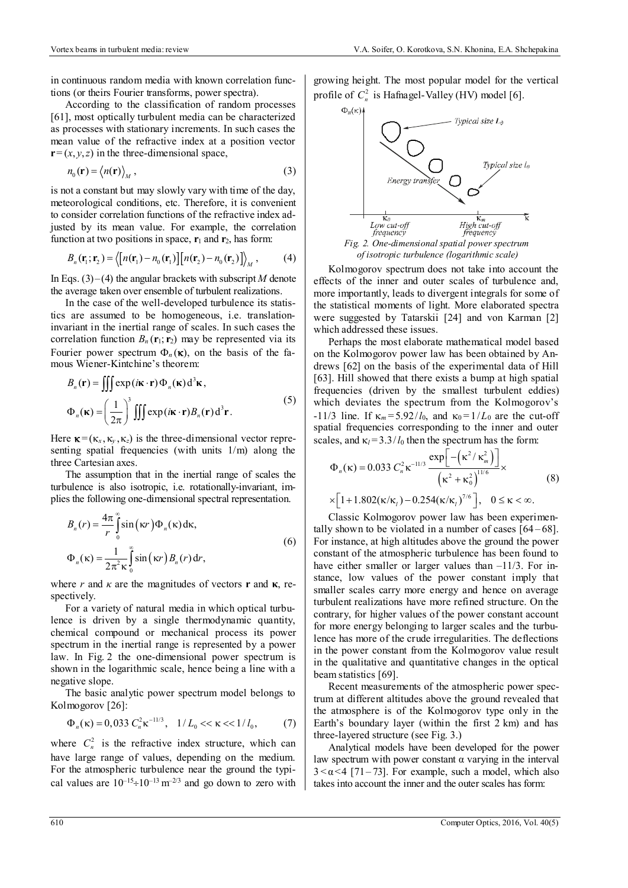in continuous random media with known correlation functions (or theirs Fourier transforms, power spectra).

According to the classification of random processes [61], most optically turbulent media can be characterized as processes with stationary increments. In such cases the mean value of the refractive index at a position vector $\mathbf{r}=(x,y,z)$ in the three-dimensional space,

$$n_0(\mathbf{r}) = \langle n(\mathbf{r}) \rangle_M, \tag{3}$$

is not a constant but may slowly vary with time of the day, meteorological conditions, etc. Therefore, it is convenient to consider correlation functions of the refractive index adjusted by its mean value. For example, the correlation function at two positions in space, $\mathbf{r}_1$ and $\mathbf{r}_2$, has form:

$$B_n(\mathbf{r}_1;\mathbf{r}_2) = \left\langle \left[ n(\mathbf{r}_1) - n_0(\mathbf{r}_1) \right] \left[ n(\mathbf{r}_2) - n_0(\mathbf{r}_2) \right] \right\rangle_M, \tag{4}$$

In Eqs. (3)–(4) the angular brackets with subscript $M$ denote the average taken over ensemble of turbulent realizations.

In the case of the well-developed turbulence its statistics are assumed to be homogeneous, i.e. translation-invariant in the inertial range of scales. In such cases the correlation function $B_n(\mathbf{r}_1;\mathbf{r}_2)$ may be represented via its Fourier power spectrum $\Phi_n(\boldsymbol{\kappa})$, on the basis of the famous Wiener-Kintchine's theorem:

$$\begin{aligned} B_n(\mathbf{r}) &= \iiint \exp(i\boldsymbol{\kappa}\cdot\mathbf{r})\, \Phi_n(\boldsymbol{\kappa})\, \mathrm{d}^3\boldsymbol{\kappa}, \\ \Phi_n(\boldsymbol{\kappa}) &= \left(\frac{1}{2\pi}\right)^3 \iiint \exp(i\boldsymbol{\kappa}\cdot\mathbf{r}) B_n(\mathbf{r})\, \mathrm{d}^3\mathbf{r}. \end{aligned} \tag{5}$$

Here $\boldsymbol{\kappa}=(\kappa_x,\kappa_y,\kappa_z)$ is the three-dimensional vector representing spatial frequencies (with units 1/m) along the three Cartesian axes.

The assumption that in the inertial range of scales the turbulence is also isotropic, i.e. rotationally-invariant, implies the following one-dimensional spectral representation.

$$\begin{aligned} B_n(r) &= \frac{4\pi}{r} \int_0^\infty \sin(\kappa r)\, \Phi_n(\kappa)\, \mathrm{d}\kappa, \\ \Phi_n(\kappa) &= \frac{1}{2\pi^2 \kappa} \int_0^\infty \sin(\kappa r)\, B_n(r)\, \mathrm{d}r, \end{aligned} \tag{6}$$

where $r$ and $\kappa$ are the magnitudes of vectors $\mathbf{r}$ and $\boldsymbol{\kappa}$, respectively.

For a variety of natural media in which optical turbulence is driven by a single thermodynamic quantity, chemical compound or mechanical process its power spectrum in the inertial range is represented by a power law. In Fig. 2 the one-dimensional power spectrum is shown in the logarithmic scale, hence being a line with a negative slope.

The basic analytic power spectrum model belongs to Kolmogorov [26]:

$$\Phi_n(\kappa) = 0{,}033\, C_n^2 \kappa^{-11/3}, \quad 1/L_0 << \kappa << 1/l_0, \tag{7}$$

where $C_n^2$ is the refractive index structure, which can have large range of values, depending on the medium. For the atmospheric turbulence near the ground the typical values are $10^{-15} \div 10^{-13}\ \mathrm{m}^{-2/3}$ and go down to zero with growing height. The most popular model for the vertical profile of $C_n^2$ is Hafnagel-Valley (HV) model [6].

*Fig. 2. One-dimensional spatial power spectrum of isotropic turbulence (logarithmic scale)*

Kolmogorov spectrum does not take into account the effects of the inner and outer scales of turbulence and, more importantly, leads to divergent integrals for some of the statistical moments of light. More elaborated spectra were suggested by Tatarskii [24] and von Karman [2] which addressed these issues.

Perhaps the most elaborate mathematical model based on the Kolmogorov power law has been obtained by Andrews [62] on the basis of the experimental data of Hill [63]. Hill showed that there exists a bump at high spatial frequencies (driven by the smallest turbulent eddies) which deviates the spectrum from the Kolmogorov's -11/3 line. If $\kappa_m = 5.92/l_0$, and $\kappa_0 = 1/L_0$ are the cut-off spatial frequencies corresponding to the inner and outer scales, and $\kappa_l = 3.3/l_0$ then the spectrum has the form:

$$\begin{aligned} \Phi_n(\kappa) &= 0.033\, C_n^2 \kappa^{-11/3} \frac{\exp\left[-\left(\kappa^2/\kappa_m^2\right)\right]}{\left(\kappa^2+\kappa_0^2\right)^{11/6}} \times \\ &\times \left[1 + 1.802(\kappa/\kappa_l) - 0.254(\kappa/\kappa_l)^{7/6}\right], \quad 0 \le \kappa < \infty. \end{aligned} \tag{8}$$

Classic Kolmogorov power law has been experimentally shown to be violated in a number of cases [64–68]. For instance, at high altitudes above the ground the power constant of the atmospheric turbulence has been found to have either smaller or larger values than –11/3. For instance, low values of the power constant imply that smaller scales carry more energy and hence on average turbulent realizations have more refined structure. On the contrary, for higher values of the power constant account for more energy belonging to larger scales and the turbulence has more of the crude irregularities. The deflections in the power constant from the Kolmogorov value result in the qualitative and quantitative changes in the optical beam statistics [69].

Recent measurements of the atmospheric power spectrum at different altitudes above the ground revealed that the atmosphere is of the Kolmogorov type only in the Earth's boundary layer (within the first 2 km) and has three-layered structure (see Fig. 3.)

Analytical models have been developed for the power law spectrum with power constant α varying in the interval $3 < \alpha < 4$ [71–73]. For example, such a model, which also takes into account the inner and the outer scales has form: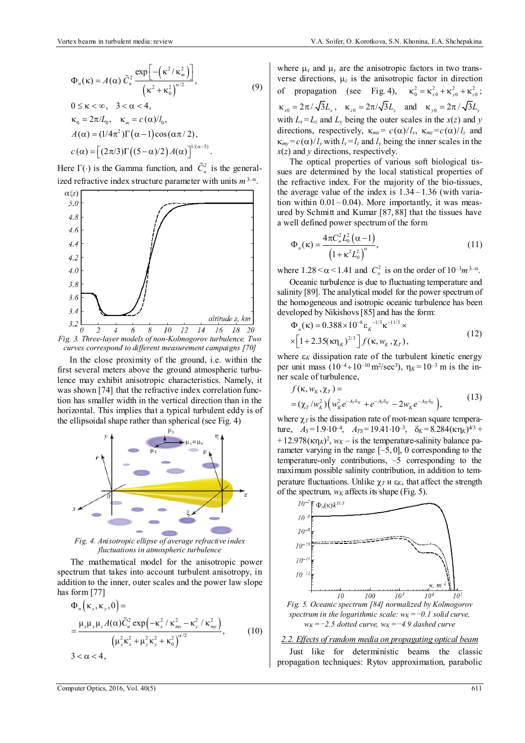$$\Phi_n(\kappa) = A(\alpha)\,\tilde{C}_n^2 \frac{\exp\left[-\left(\kappa^2/\kappa_m^2\right)\right]}{\left(\kappa^2+\kappa_0^2\right)^{\alpha/2}}, \tag{9}$$

$$0 \le \kappa < \infty, \quad 3 < \alpha < 4,$$

$$\kappa_0 = 2\pi/L_0, \quad \kappa_m = c(\alpha)/l_0,$$

$$A(\alpha) = (1/4\pi^2)\Gamma(\alpha-1)\cos(\alpha\pi/2),$$

$$c(\alpha) = \left[(2\pi/3)\Gamma\left((5-\alpha)/2\right)A(\alpha)\right]^{1/(\alpha-5)}.$$

Here $\Gamma(\cdot)$ is the Gamma function, and $\tilde{C}_n^2$ is the generalized refractive index structure parameter with units $m^{3-\alpha}$.

*Fig. 3. Three-layer models of non-Kolmogorov turbulence. Two curves correspond to different measurement campaigns [70]*

In the close proximity of the ground, i.e. within the first several meters above the ground atmospheric turbulence may exhibit anisotropic characteristics. Namely, it was shown [74] that the refractive index correlation function has smaller width in the vertical direction than in the horizontal. This implies that a typical turbulent eddy is of the ellipsoidal shape rather than spherical (see Fig. 4)

*Fig. 4. Anisotropic ellipse of average refractive index fluctuations in atmospheric turbulence*

The mathematical model for the anisotropic power spectrum that takes into account turbulent anisotropy, in addition to the inner, outer scales and the power law slope has form [77]

$$\Phi_n\left(\kappa_x,\kappa_y,0\right) = \frac{\mu_x\mu_y\mu_z A(\alpha)\tilde{C}_n^2 \exp\left(-\kappa_x^2/\kappa_{mx}^2 - \kappa_y^2/\kappa_{my}^2\right)}{\left(\mu_x^2\kappa_x^2+\mu_y^2\kappa_y^2+\kappa_0^2\right)^{\alpha/2}}, \tag{10}$$

$$3 < \alpha < 4,$$

where $\mu_x$ and $\mu_y$ are the anisotropic factors in two transverse directions, $\mu_z$ is the anisotropic factor in direction of propagation (see Fig. 4), $\kappa_0^2 = \kappa_{x0}^2+\kappa_{y0}^2+\kappa_{z0}^2$; $\kappa_{x0} = 2\pi/\sqrt{3}L_x$, $\kappa_{z0} = 2\pi/\sqrt{3}L_z$ and $\kappa_{y0} = 2\pi/\sqrt{3}L_y$ with $L_x = L_z$ and $L_y$ being the outer scales in the $x(z)$ and $y$ directions, respectively, $\kappa_{mx} = c(\alpha)/l_x$, $\kappa_{mz} = c(\alpha)/l_z$ and $\kappa_{my} = c(\alpha)/l_y$ with $l_x = l_z$ and $l_y$ being the inner scales in the $x(z)$ and $y$ directions, respectively.

The optical properties of various soft biological tissues are determined by the local statistical properties of the refractive index. For the majority of the bio-tissues, the average value of the index is 1.34 – 1.36 (with variation within 0.01 – 0.04). More importantly, it was measured by Schmitt and Kumar [87, 88] that the tissues have a well defined power spectrum of the form

$$\Phi_n(\kappa) = \frac{4\pi C_n^2 L_0^2\left(\alpha-1\right)}{\left(1+\kappa^2 L_0^2\right)^{\alpha}}, \tag{11}$$

where $1.28 < \alpha < 1.41$ and $C_n^2$ is on the order of $10^{-3} m^{3-\alpha}$.

Oceanic turbulence is due to fluctuating temperature and salinity [89]. The analytical model for the power spectrum of the homogeneous and isotropic oceanic turbulence has been developed by Nikishovs [85] and has the form:

$$\Phi_n(\kappa) = 0.388\times 10^{-8}\varepsilon_K^{-1/3}\kappa^{-11/3} \times \left[1+2.35(\kappa\eta_K)^{2/3}\right] f(\kappa, w_K, \chi_T), \tag{12}$$

where $\varepsilon_K$ dissipation rate of the turbulent kinetic energy per unit mass ($10^{-4} \div 10^{-10}$ m²/sec³), $\eta_K = 10^{-3}$ m is the inner scale of turbulence,

$$f(\kappa, w_K, \chi_T) = (\chi_T/w_K^2)\left(w_K^2 e^{-A_T\delta_K} + e^{-A_S\delta_K} - 2w_K e^{-A_{TS}\delta_K}\right), \tag{13}$$

where $\chi_T$ is the dissipation rate of root-mean square temperature, $A_S = 1.9\cdot 10^{-4}$, $A_{TS} = 19.41\cdot 10^{-3}$, $\delta_K = 8.284(\kappa\eta_K)^{4/3} + 12.978(\kappa\eta_K)^2$, $w_K$ – is the temperature-salinity balance parameter varying in the range [–5, 0], 0 corresponding to the temperature-only contributions, –5 corresponding to the maximum possible salinity contribution, in addition to temperature fluctuations. Unlike $\chi_T$ и $\varepsilon_K$, that affect the strength of the spectrum, $w_K$ affects its shape (Fig. 5).

*Fig. 5. Oceanic spectrum [84] normalized by Kolmogorov spectrum in the logarithmic scale: $w_K = -0.1$ solid curve, $w_K = -2.5$ dotted curve, $w_K = -4.9$ dashed curve*

## 2.2. Effects of random media on propagating optical beam

Just like for deterministic beams the classic propagation techniques: Rytov approximation, parabolic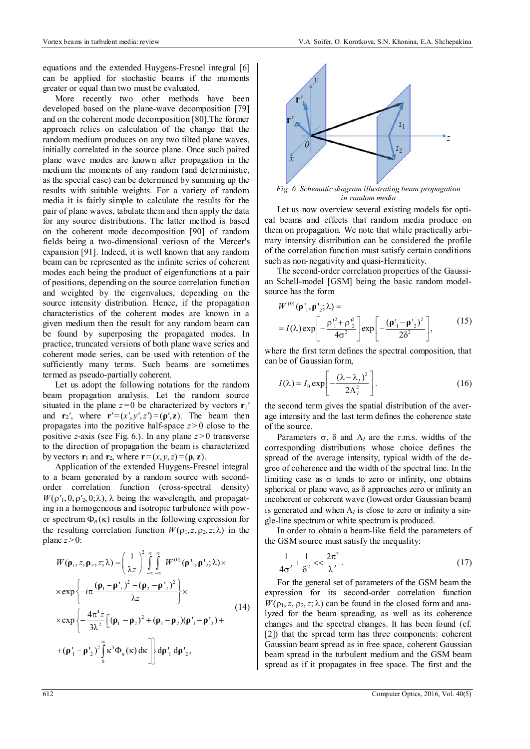equations and the extended Huygens-Fresnel integral [6] can be applied for stochastic beams if the moments greater or equal than two must be evaluated.

More recently two other methods have been developed based on the plane-wave decomposition [79] and on the coherent mode decomposition [80].The former approach relies on calculation of the change that the random medium produces on any two tilted plane waves, initially correlated in the source plane. Once such paired plane wave modes are known after propagation in the medium the moments of any random (and deterministic, as the special case) can be determined by summing up the results with suitable weights. For a variety of random media it is fairly simple to calculate the results for the pair of plane waves, tabulate them and then apply the data for any source distributions. The latter method is based on the coherent mode decomposition [90] of random fields being a two-dimensional veriosn of the Mercer's expansion [91]. Indeed, it is well known that any random beam can be represented as the infinite series of coherent modes each being the product of eigenfunctions at a pair of positions, depending on the source correlation function and weighted by the eigenvalues, depending on the source intensity distribution. Hence, if the propagation characteristics of the coherent modes are known in a given medium then the result for any random beam can be found by superposing the propagated modes. In practice, truncated versions of both plane wave series and coherent mode series, can be used with retention of the sufficiently many terms. Such beams are sometimes termed as pseudo-partially coherent.

Let us adopt the following notations for the random beam propagation analysis. Let the random source situated in the plane $z=0$ be characterized by vectors $\mathbf{r}_1'$ and $\mathbf{r}_2'$, where $\mathbf{r}'=(x',y',z')=(\boldsymbol{\rho}',\mathbf{z})$. The beam then propagates into the pozitive half-space $z>0$ close to the positive $z$-axis (see Fig. 6.). In any plane $z>0$ transverse to the direction of propagation the beam is characterized by vectors $\mathbf{r}_1$ and $\mathbf{r}_2$, where $\mathbf{r}=(x,y,z)=(\boldsymbol{\rho},\mathbf{z})$.

Application of the extended Huygens-Fresnel integral to a beam generated by a random source with second-order correlation function (cross-spectral density) $W(\rho'_1, 0, \rho'_2, 0;\lambda)$, $\lambda$ being the wavelength, and propagating in a homogeneous and isotropic turbulence with power spectrum $\Phi_n(\kappa)$ results in the following expression for the resulting correlation function $W(\rho_1, z, \rho_2, z;\lambda)$ in the plane $z>0$:

$$
\begin{aligned}
W(\boldsymbol{\rho}_1, z, \boldsymbol{\rho}_2, z;\lambda) &= \left(\frac{1}{\lambda z}\right)^2 \int\limits_{-\infty}^{\infty}\int\limits_{-\infty}^{\infty} W^{(0)}(\boldsymbol{\rho}'_1,\boldsymbol{\rho}'_2;\lambda)\times \\
&\times \exp\left\{-i\pi\frac{(\boldsymbol{\rho}_1-\boldsymbol{\rho}'_1)^2-(\boldsymbol{\rho}_2-\boldsymbol{\rho}'_2)^2}{\lambda z}\right\}\times \\
&\times \exp\left\{-\frac{4\pi^4 z}{3\lambda^2}\Big[(\boldsymbol{\rho}_1-\boldsymbol{\rho}_2)^2+(\boldsymbol{\rho}_1-\boldsymbol{\rho}_2)(\boldsymbol{\rho}'_1-\boldsymbol{\rho}'_2)+\right. \\
&\left.+(\boldsymbol{\rho}'_1-\boldsymbol{\rho}'_2)^2\Big]\int\limits_0^{\infty}\kappa^3\Phi_n(\kappa)\,\mathrm{d}\kappa\right\}\mathrm{d}\boldsymbol{\rho}'_1\,\mathrm{d}\boldsymbol{\rho}'_2,
\end{aligned}
\tag{14}
$$

*Fig. 6. Schematic diagram illustrating beam propagation in random media*

Let us now overview several existing models for optical beams and effects that random media produce on them on propagation. We note that while practically arbitrary intensity distribution can be considered the profile of the correlation function must satisfy certain conditions such as non-negativity and quasi-Hermiticity.

The second-order correlation properties of the Gaussian Schell-model [GSM] being the basic random model-source has the form

$$
\begin{aligned}
&W^{(0)}(\boldsymbol{\rho}'_1,\boldsymbol{\rho}'_2;\lambda)= \\
&=I(\lambda)\exp\left[-\frac{\rho'^2_1+\rho'^2_2}{4\sigma^2}\right]\exp\left[-\frac{(\boldsymbol{\rho}'_1-\boldsymbol{\rho}'_2)^2}{2\delta^2}\right],
\end{aligned}
\tag{15}
$$

where the first term defines the spectral composition, that can be of Gaussian form,

$$
I(\lambda)=I_0\exp\left[-\frac{(\lambda-\lambda_I)^2}{2\Lambda_I^2}\right].
\tag{16}
$$

the second term gives the spatial distribution of the average intensity and the last term defines the coherence state of the source.

Parameters $\sigma$, $\delta$ and $\Lambda_I$ are the r.m.s. widths of the corresponding distributions whose choice defines the spread of the average intensity, typical width of the degree of coherence and the width of the spectral line. In the limiting case as $\sigma$ tends to zero or infinity, one obtains spherical or plane wave, as $\delta$ approaches zero or infinity an incoherent or coherent wave (lowest order Gaussian beam) is generated and when $\Lambda_I$ is close to zero or infinity a single-line spectrum or white spectrum is produced.

In order to obtain a beam-like field the parameters of the GSM source must satisfy the inequality:

$$
\frac{1}{4\sigma^2}+\frac{1}{\delta^2}<<\frac{2\pi^2}{\lambda^2}.
\tag{17}
$$

For the general set of parameters of the GSM beam the expression for its second-order correlation function $W(\rho_1, z, \rho_2, z;\lambda)$ can be found in the closed form and analyzed for the beam spreading, as well as its coherence changes and the spectral changes. It has been found (cf. [2]) that the spread term has three components: coherent Gaussian beam spread as in free space, coherent Gaussian beam spread in the turbulent medium and the GSM beam spread as if it propagates in free space. The first and the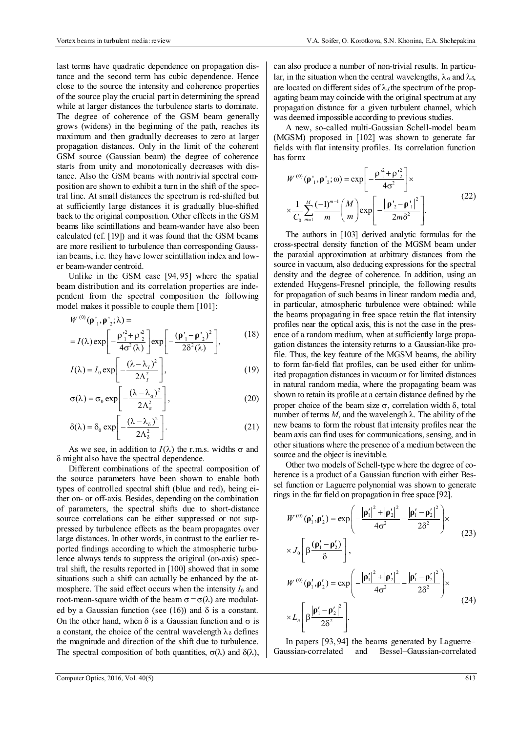last terms have quadratic dependence on propagation distance and the second term has cubic dependence. Hence close to the source the intensity and coherence properties of the source play the crucial part in determining the spread while at larger distances the turbulence starts to dominate. The degree of coherence of the GSM beam generally grows (widens) in the beginning of the path, reaches its maximum and then gradually decreases to zero at larger propagation distances. Only in the limit of the coherent GSM source (Gaussian beam) the degree of coherence starts from unity and monotonically decreases with distance. Also the GSM beams with nontrivial spectral composition are shown to exhibit a turn in the shift of the spectral line. At small distances the spectrum is red-shifted but at sufficiently large distances it is gradually blue-shifted back to the original composition. Other effects in the GSM beams like scintillations and beam-wander have also been calculated (cf. [19]) and it was found that the GSM beams are more resilient to turbulence than corresponding Gaussian beams, i.e. they have lower scintillation index and lower beam-wander centroid.

Unlike in the GSM case [94, 95] where the spatial beam distribution and its correlation properties are independent from the spectral composition the following model makes it possible to couple them [101]:

$$W^{(0)}(\boldsymbol{\rho}'_1,\boldsymbol{\rho}'_2;\lambda)= \\ =I(\lambda)\exp\left[-\frac{\rho'^2_1+\rho'^2_2}{4\sigma^2(\lambda)}\right]\exp\left[-\frac{(\boldsymbol{\rho}'_1-\boldsymbol{\rho}'_2)^2}{2\delta^2(\lambda)}\right], \tag{18}$$

$$I(\lambda)=I_0\exp\left[-\frac{(\lambda-\lambda_I)^2}{2\Lambda_I^2}\right], \tag{19}$$

$$\sigma(\lambda)=\sigma_0\exp\left[-\frac{(\lambda-\lambda_\sigma)^2}{2\Lambda_\sigma^2}\right], \tag{20}$$

$$\delta(\lambda)=\delta_0\exp\left[-\frac{(\lambda-\lambda_\delta)^2}{2\Lambda_\delta^2}\right]. \tag{21}$$

As we see, in addition to $I(\lambda)$ the r.m.s. widths $\sigma$ and $\delta$ might also have the spectral dependence.

Different combinations of the spectral composition of the source parameters have been shown to enable both types of controlled spectral shift (blue and red), being either on- or off-axis. Besides, depending on the combination of parameters, the spectral shifts due to short-distance source correlations can be either suppressed or not suppressed by turbulence effects as the beam propagates over large distances. In other words, in contrast to the earlier reported findings according to which the atmospheric turbulence always tends to suppress the original (on-axis) spectral shift, the results reported in [100] showed that in some situations such a shift can actually be enhanced by the atmosphere. The said effect occurs when the intensity $I_0$ and root-mean-square width of the beam $\sigma=\sigma(\lambda)$ are modulated by a Gaussian function (see (16)) and $\delta$ is a constant. On the other hand, when $\delta$ is a Gaussian function and $\sigma$ is a constant, the choice of the central wavelength $\lambda_\delta$ defines the magnitude and direction of the shift due to turbulence. The spectral composition of both quantities, $\sigma(\lambda)$ and $\delta(\lambda)$, can also produce a number of non-trivial results. In particular, in the situation when the central wavelengths, $\lambda_\sigma$ and $\lambda_\delta$, are located on different sides of $\lambda_I$ the spectrum of the propagating beam may coincide with the original spectrum at any propagation distance for a given turbulent channel, which was deemed impossible according to previous studies.

A new, so-called multi-Gaussian Schell-model beam (MGSM) proposed in [102] was shown to generate far fields with flat intensity profiles. Its correlation function has form:

$$W^{(0)}(\boldsymbol{\rho}'_1,\boldsymbol{\rho}'_2;\omega)=\exp\left[-\frac{\rho'^2_1+\rho'^2_2}{4\sigma^2}\right]\times \\ \times\frac{1}{C_0}\sum_{m=1}^{M}\frac{(-1)^{m-1}}{m}\binom{M}{m}\exp\left[-\frac{|\boldsymbol{\rho}'_2-\boldsymbol{\rho}'_1|^2}{2m\delta^2}\right]. \tag{22}$$

The authors in [103] derived analytic formulas for the cross-spectral density function of the MGSM beam under the paraxial approximation at arbitrary distances from the source in vacuum, also deducing expressions for the spectral density and the degree of coherence. In addition, using an extended Huygens-Fresnel principle, the following results for propagation of such beams in linear random media and, in particular, atmospheric turbulence were obtained: while the beams propagating in free space retain the flat intensity profiles near the optical axis, this is not the case in the presence of a random medium, when at sufficiently large propagation distances the intensity returns to a Gaussian-like profile. Thus, the key feature of the MGSM beams, the ability to form far-field flat profiles, can be used either for unlimited propagation distances in vacuum or for limited distances in natural random media, where the propagating beam was shown to retain its profile at a certain distance defined by the proper choice of the beam size $\sigma$, correlation width $\delta$, total number of terms $M$, and the wavelength $\lambda$. The ability of the new beams to form the robust flat intensity profiles near the beam axis can find uses for communications, sensing, and in other situations where the presence of a medium between the source and the object is inevitable.

Other two models of Schell-type where the degree of coherence is a product of a Gaussian function with either Bessel function or Laguerre polynomial was shown to generate rings in the far field on propagation in free space [92].

$$W^{(0)}(\boldsymbol{\rho}'_1,\boldsymbol{\rho}'_2)=\exp\left(-\frac{|\boldsymbol{\rho}'_1|^2+|\boldsymbol{\rho}'_2|^2}{4\sigma^2}-\frac{|\boldsymbol{\rho}'_1-\boldsymbol{\rho}'_2|^2}{2\delta^2}\right)\times \\ \times J_0\left[\beta\frac{(\boldsymbol{\rho}'_1-\boldsymbol{\rho}'_2)}{\delta}\right], \tag{23}$$

$$W^{(0)}(\boldsymbol{\rho}'_1,\boldsymbol{\rho}'_2)=\exp\left(-\frac{|\boldsymbol{\rho}'_1|^2+|\boldsymbol{\rho}'_2|^2}{4\sigma^2}-\frac{|\boldsymbol{\rho}'_1-\boldsymbol{\rho}'_2|^2}{2\delta^2}\right)\times \\ \times L_n\left[\beta\frac{|\boldsymbol{\rho}'_1-\boldsymbol{\rho}'_2|^2}{2\delta^2}\right]. \tag{24}$$

In papers [93, 94] the beams generated by Laguerre–Gaussian-correlated and Bessel–Gaussian-correlated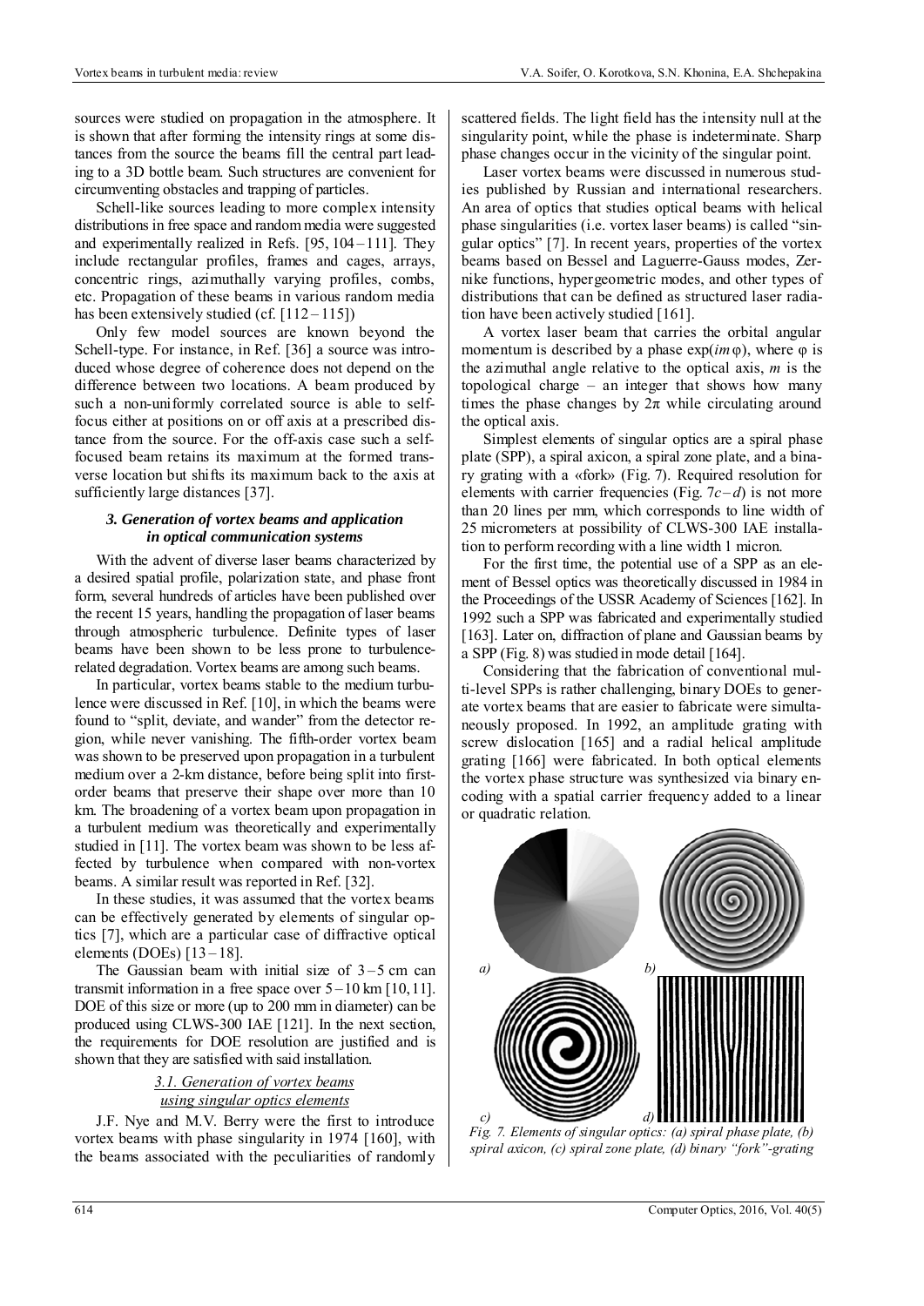sources were studied on propagation in the atmosphere. It is shown that after forming the intensity rings at some distances from the source the beams fill the central part leading to a 3D bottle beam. Such structures are convenient for circumventing obstacles and trapping of particles.

Schell-like sources leading to more complex intensity distributions in free space and random media were suggested and experimentally realized in Refs. [95, 104 – 111]. They include rectangular profiles, frames and cages, arrays, concentric rings, azimuthally varying profiles, combs, etc. Propagation of these beams in various random media has been extensively studied (cf. [112 – 115])

Only few model sources are known beyond the Schell-type. For instance, in Ref. [36] a source was introduced whose degree of coherence does not depend on the difference between two locations. A beam produced by such a non-uniformly correlated source is able to self-focus either at positions on or off axis at a prescribed distance from the source. For the off-axis case such a self-focused beam retains its maximum at the formed transverse location but shifts its maximum back to the axis at sufficiently large distances [37].

### *3. Generation of vortex beams and application in optical communication systems*

With the advent of diverse laser beams characterized by a desired spatial profile, polarization state, and phase front form, several hundreds of articles have been published over the recent 15 years, handling the propagation of laser beams through atmospheric turbulence. Definite types of laser beams have been shown to be less prone to turbulence-related degradation. Vortex beams are among such beams.

In particular, vortex beams stable to the medium turbulence were discussed in Ref. [10], in which the beams were found to "split, deviate, and wander" from the detector region, while never vanishing. The fifth-order vortex beam was shown to be preserved upon propagation in a turbulent medium over a 2-km distance, before being split into first-order beams that preserve their shape over more than 10 km. The broadening of a vortex beam upon propagation in a turbulent medium was theoretically and experimentally studied in [11]. The vortex beam was shown to be less affected by turbulence when compared with non-vortex beams. A similar result was reported in Ref. [32].

In these studies, it was assumed that the vortex beams can be effectively generated by elements of singular optics [7], which are a particular case of diffractive optical elements (DOEs) [13 – 18].

The Gaussian beam with initial size of 3 – 5 cm can transmit information in a free space over 5 – 10 km [10, 11]. DOE of this size or more (up to 200 mm in diameter) can be produced using CLWS-300 IAE [121]. In the next section, the requirements for DOE resolution are justified and is shown that they are satisfied with said installation.

#### <u>3.1. Generation of vortex beams using singular optics elements</u>

J.F. Nye and M.V. Berry were the first to introduce vortex beams with phase singularity in 1974 [160], with the beams associated with the peculiarities of randomly scattered fields. The light field has the intensity null at the singularity point, while the phase is indeterminate. Sharp phase changes occur in the vicinity of the singular point.

Laser vortex beams were discussed in numerous studies published by Russian and international researchers. An area of optics that studies optical beams with helical phase singularities (i.e. vortex laser beams) is called "singular optics" [7]. In recent years, properties of the vortex beams based on Bessel and Laguerre-Gauss modes, Zernike functions, hypergeometric modes, and other types of distributions that can be defined as structured laser radiation have been actively studied [161].

A vortex laser beam that carries the orbital angular momentum is described by a phase $\exp(im\varphi)$, where $\varphi$ is the azimuthal angle relative to the optical axis, $m$ is the topological charge – an integer that shows how many times the phase changes by $2\pi$ while circulating around the optical axis.

Simplest elements of singular optics are a spiral phase plate (SPP), a spiral axicon, a spiral zone plate, and a binary grating with a «fork» (Fig. 7). Required resolution for elements with carrier frequencies (Fig. 7*c* – *d*) is not more than 20 lines per mm, which corresponds to line width of 25 micrometers at possibility of CLWS-300 IAE installation to perform recording with a line width 1 micron.

For the first time, the potential use of a SPP as an element of Bessel optics was theoretically discussed in 1984 in the Proceedings of the USSR Academy of Sciences [162]. In 1992 such a SPP was fabricated and experimentally studied [163]. Later on, diffraction of plane and Gaussian beams by a SPP (Fig. 8) was studied in mode detail [164].

Considering that the fabrication of conventional multi-level SPPs is rather challenging, binary DOEs to generate vortex beams that are easier to fabricate were simultaneously proposed. In 1992, an amplitude grating with screw dislocation [165] and a radial helical amplitude grating [166] were fabricated. In both optical elements the vortex phase structure was synthesized via binary encoding with a spatial carrier frequency added to a linear or quadratic relation.

*Fig. 7. Elements of singular optics: (a) spiral phase plate, (b) spiral axicon, (c) spiral zone plate, (d) binary "fork"-grating*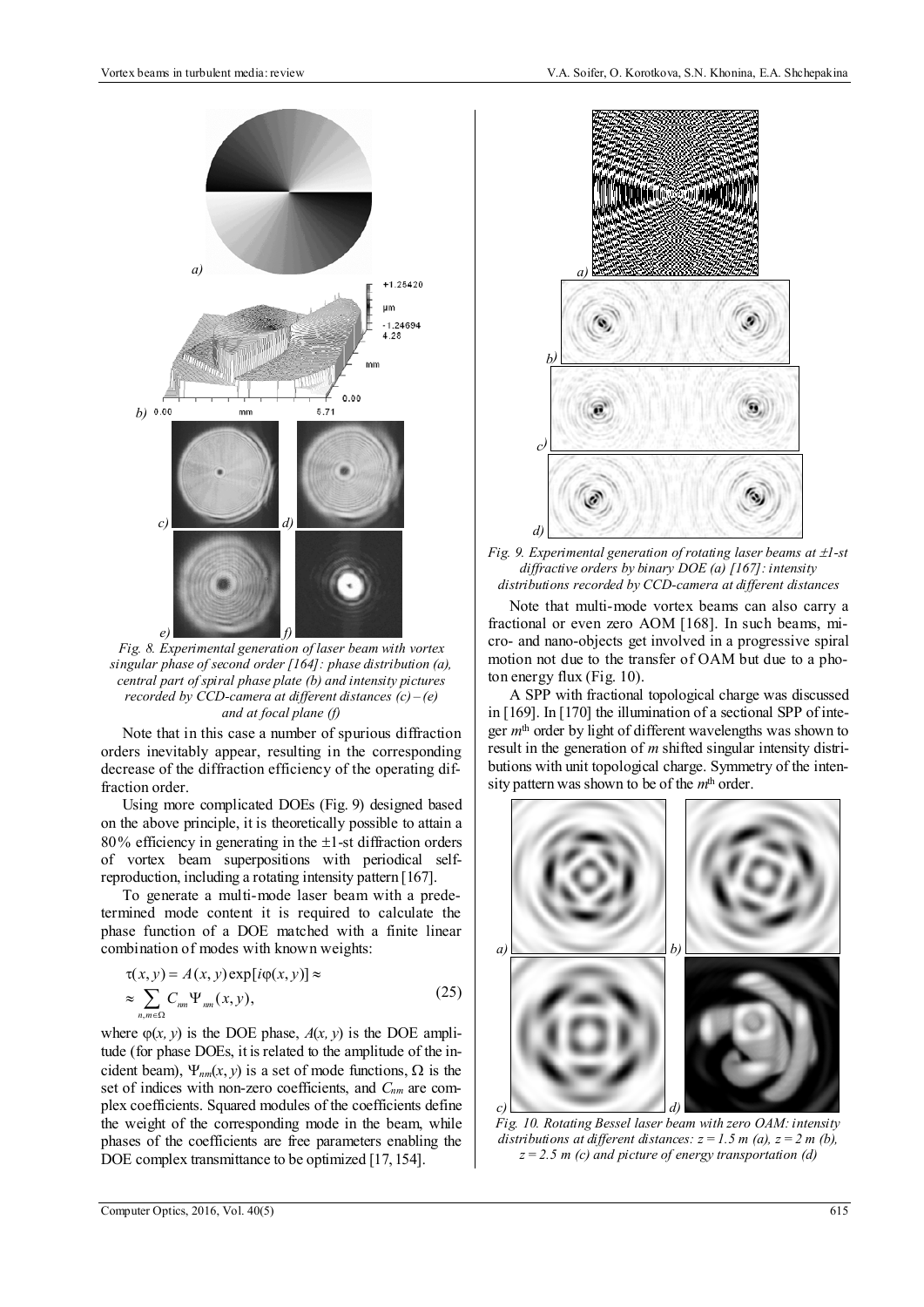Fig. 8. Experimental generation of laser beam with vortex singular phase of second order [164]: phase distribution (a), central part of spiral phase plate (b) and intensity pictures recorded by CCD-camera at different distances (c) – (e) and at focal plane (f)

Note that in this case a number of spurious diffraction orders inevitably appear, resulting in the corresponding decrease of the diffraction efficiency of the operating diffraction order.

Using more complicated DOEs (Fig. 9) designed based on the above principle, it is theoretically possible to attain a 80% efficiency in generating in the ±1-st diffraction orders of vortex beam superpositions with periodical self-reproduction, including a rotating intensity pattern [167].

To generate a multi-mode laser beam with a predetermined mode content it is required to calculate the phase function of a DOE matched with a finite linear combination of modes with known weights:

$$\begin{aligned}\tau(x,y) &= A(x,y)\exp[i\varphi(x,y)] \approx \\ &\approx \sum_{n,m\in\Omega} C_{nm}\Psi_{nm}(x,y),\end{aligned} \tag{25}$$

where $\varphi(x, y)$ is the DOE phase, $A(x, y)$ is the DOE amplitude (for phase DOEs, it is related to the amplitude of the incident beam), $\Psi_{nm}(x, y)$ is a set of mode functions, $\Omega$ is the set of indices with non-zero coefficients, and $C_{nm}$ are complex coefficients. Squared modules of the coefficients define the weight of the corresponding mode in the beam, while phases of the coefficients are free parameters enabling the DOE complex transmittance to be optimized [17, 154].

Fig. 9. Experimental generation of rotating laser beams at ±1-st diffractive orders by binary DOE (a) [167]: intensity distributions recorded by CCD-camera at different distances

Note that multi-mode vortex beams can also carry a fractional or even zero AOM [168]. In such beams, micro- and nano-objects get involved in a progressive spiral motion not due to the transfer of OAM but due to a photon energy flux (Fig. 10).

A SPP with fractional topological charge was discussed in [169]. In [170] the illumination of a sectional SPP of integer $m^{th}$ order by light of different wavelengths was shown to result in the generation of $m$ shifted singular intensity distributions with unit topological charge. Symmetry of the intensity pattern was shown to be of the $m^{th}$ order.

Fig. 10. Rotating Bessel laser beam with zero OAM: intensity distributions at different distances: $z = 1.5$ m (a), $z = 2$ m (b), $z = 2.5$ m (c) and picture of energy transportation (d)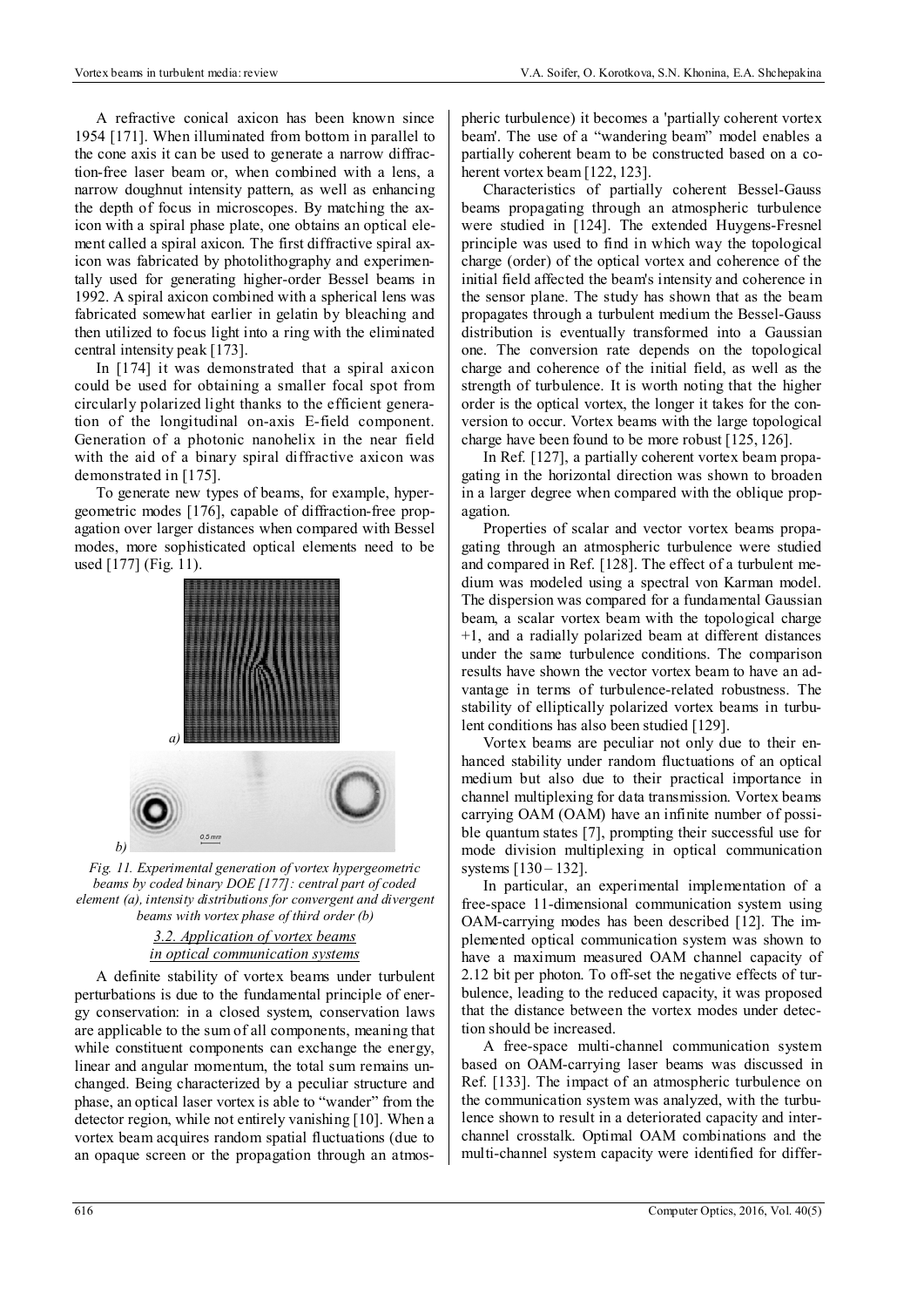A refractive conical axicon has been known since 1954 [171]. When illuminated from bottom in parallel to the cone axis it can be used to generate a narrow diffraction-free laser beam or, when combined with a lens, a narrow doughnut intensity pattern, as well as enhancing the depth of focus in microscopes. By matching the axicon with a spiral phase plate, one obtains an optical element called a spiral axicon. The first diffractive spiral axicon was fabricated by photolithography and experimentally used for generating higher-order Bessel beams in 1992. A spiral axicon combined with a spherical lens was fabricated somewhat earlier in gelatin by bleaching and then utilized to focus light into a ring with the eliminated central intensity peak [173].

In [174] it was demonstrated that a spiral axicon could be used for obtaining a smaller focal spot from circularly polarized light thanks to the efficient generation of the longitudinal on-axis E-field component. Generation of a photonic nanohelix in the near field with the aid of a binary spiral diffractive axicon was demonstrated in [175].

To generate new types of beams, for example, hypergeometric modes [176], capable of diffraction-free propagation over larger distances when compared with Bessel modes, more sophisticated optical elements need to be used [177] (Fig. 11).

*Fig. 11. Experimental generation of vortex hypergeometric beams by coded binary DOE [177]: central part of coded element (a), intensity distributions for convergent and divergent beams with vortex phase of third order (b)*

### 3.2. Application of vortex beams in optical communication systems

A definite stability of vortex beams under turbulent perturbations is due to the fundamental principle of energy conservation: in a closed system, conservation laws are applicable to the sum of all components, meaning that while constituent components can exchange the energy, linear and angular momentum, the total sum remains unchanged. Being characterized by a peculiar structure and phase, an optical laser vortex is able to "wander" from the detector region, while not entirely vanishing [10]. When a vortex beam acquires random spatial fluctuations (due to an opaque screen or the propagation through an atmospheric turbulence) it becomes a 'partially coherent vortex beam'. The use of a "wandering beam" model enables a partially coherent beam to be constructed based on a coherent vortex beam [122, 123].

Characteristics of partially coherent Bessel-Gauss beams propagating through an atmospheric turbulence were studied in [124]. The extended Huygens-Fresnel principle was used to find in which way the topological charge (order) of the optical vortex and coherence of the initial field affected the beam's intensity and coherence in the sensor plane. The study has shown that as the beam propagates through a turbulent medium the Bessel-Gauss distribution is eventually transformed into a Gaussian one. The conversion rate depends on the topological charge and coherence of the initial field, as well as the strength of turbulence. It is worth noting that the higher order is the optical vortex, the longer it takes for the conversion to occur. Vortex beams with the large topological charge have been found to be more robust [125, 126].

In Ref. [127], a partially coherent vortex beam propagating in the horizontal direction was shown to broaden in a larger degree when compared with the oblique propagation.

Properties of scalar and vector vortex beams propagating through an atmospheric turbulence were studied and compared in Ref. [128]. The effect of a turbulent medium was modeled using a spectral von Karman model. The dispersion was compared for a fundamental Gaussian beam, a scalar vortex beam with the topological charge +1, and a radially polarized beam at different distances under the same turbulence conditions. The comparison results have shown the vector vortex beam to have an advantage in terms of turbulence-related robustness. The stability of elliptically polarized vortex beams in turbulent conditions has also been studied [129].

Vortex beams are peculiar not only due to their enhanced stability under random fluctuations of an optical medium but also due to their practical importance in channel multiplexing for data transmission. Vortex beams carrying OAM (OAM) have an infinite number of possible quantum states [7], prompting their successful use for mode division multiplexing in optical communication systems [130 – 132].

In particular, an experimental implementation of a free-space 11-dimensional communication system using OAM-carrying modes has been described [12]. The implemented optical communication system was shown to have a maximum measured OAM channel capacity of 2.12 bit per photon. To off-set the negative effects of turbulence, leading to the reduced capacity, it was proposed that the distance between the vortex modes under detection should be increased.

A free-space multi-channel communication system based on OAM-carrying laser beams was discussed in Ref. [133]. The impact of an atmospheric turbulence on the communication system was analyzed, with the turbulence shown to result in a deteriorated capacity and interchannel crosstalk. Optimal OAM combinations and the multi-channel system capacity were identified for differ-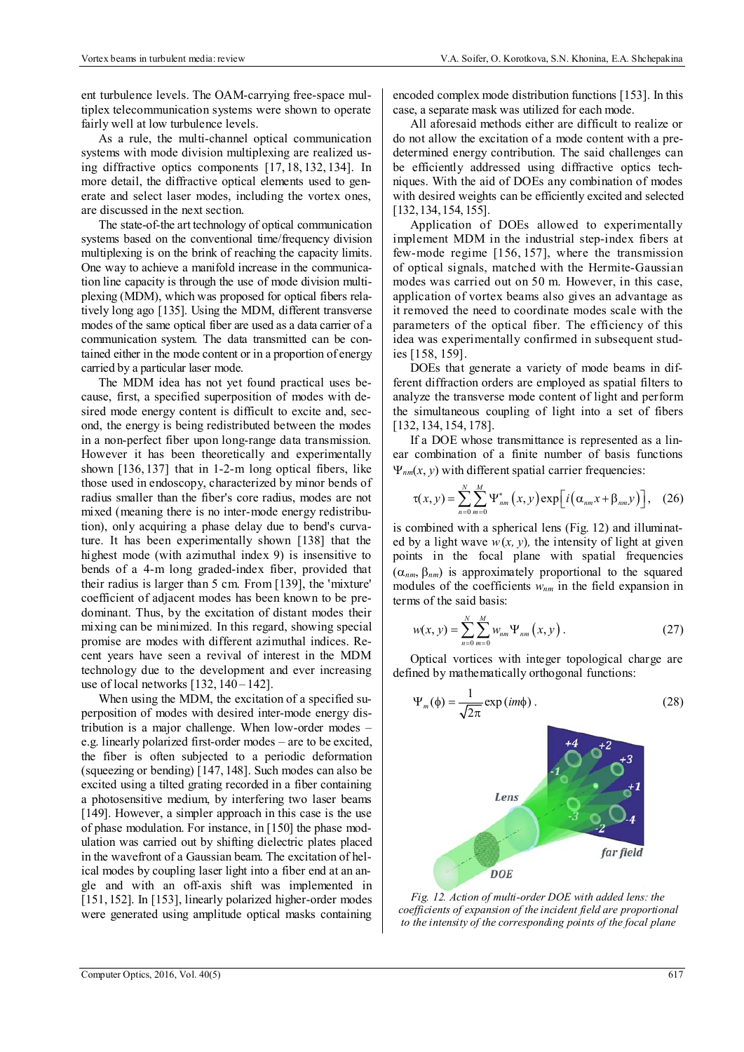ent turbulence levels. The OAM-carrying free-space multiplex telecommunication systems were shown to operate fairly well at low turbulence levels.

As a rule, the multi-channel optical communication systems with mode division multiplexing are realized using diffractive optics components [17, 18, 132, 134]. In more detail, the diffractive optical elements used to generate and select laser modes, including the vortex ones, are discussed in the next section.

The state-of-the art technology of optical communication systems based on the conventional time/frequency division multiplexing is on the brink of reaching the capacity limits. One way to achieve a manifold increase in the communication line capacity is through the use of mode division multiplexing (MDM), which was proposed for optical fibers relatively long ago [135]. Using the MDM, different transverse modes of the same optical fiber are used as a data carrier of a communication system. The data transmitted can be contained either in the mode content or in a proportion of energy carried by a particular laser mode.

The MDM idea has not yet found practical uses because, first, a specified superposition of modes with desired mode energy content is difficult to excite and, second, the energy is being redistributed between the modes in a non-perfect fiber upon long-range data transmission. However it has been theoretically and experimentally shown [136, 137] that in 1-2-m long optical fibers, like those used in endoscopy, characterized by minor bends of radius smaller than the fiber's core radius, modes are not mixed (meaning there is no inter-mode energy redistribution), only acquiring a phase delay due to bend's curvature. It has been experimentally shown [138] that the highest mode (with azimuthal index 9) is insensitive to bends of a 4-m long graded-index fiber, provided that their radius is larger than 5 cm. From [139], the 'mixture' coefficient of adjacent modes has been known to be predominant. Thus, by the excitation of distant modes their mixing can be minimized. In this regard, showing special promise are modes with different azimuthal indices. Recent years have seen a revival of interest in the MDM technology due to the development and ever increasing use of local networks [132, 140 – 142].

When using the MDM, the excitation of a specified superposition of modes with desired inter-mode energy distribution is a major challenge. When low-order modes – e.g. linearly polarized first-order modes – are to be excited, the fiber is often subjected to a periodic deformation (squeezing or bending) [147, 148]. Such modes can also be excited using a tilted grating recorded in a fiber containing a photosensitive medium, by interfering two laser beams [149]. However, a simpler approach in this case is the use of phase modulation. For instance, in [150] the phase modulation was carried out by shifting dielectric plates placed in the wavefront of a Gaussian beam. The excitation of helical modes by coupling laser light into a fiber end at an angle and with an off-axis shift was implemented in [151, 152]. In [153], linearly polarized higher-order modes were generated using amplitude optical masks containing encoded complex mode distribution functions [153]. In this case, a separate mask was utilized for each mode.

All aforesaid methods either are difficult to realize or do not allow the excitation of a mode content with a predetermined energy contribution. The said challenges can be efficiently addressed using diffractive optics techniques. With the aid of DOEs any combination of modes with desired weights can be efficiently excited and selected [132, 134, 154, 155].

Application of DOEs allowed to experimentally implement MDM in the industrial step-index fibers at few-mode regime [156, 157], where the transmission of optical signals, matched with the Hermite-Gaussian modes was carried out on 50 m. However, in this case, application of vortex beams also gives an advantage as it removed the need to coordinate modes scale with the parameters of the optical fiber. The efficiency of this idea was experimentally confirmed in subsequent studies [158, 159].

DOEs that generate a variety of mode beams in different diffraction orders are employed as spatial filters to analyze the transverse mode content of light and perform the simultaneous coupling of light into a set of fibers [132, 134, 154, 178].

If a DOE whose transmittance is represented as a linear combination of a finite number of basis functions $\Psi_{nm}(x, y)$ with different spatial carrier frequencies:

$$\tau(x,y)=\sum_{n=0}^{N}\sum_{m=0}^{M}\Psi^{*}_{nm}(x,y)\exp\left[i\left(\alpha_{nm}x+\beta_{nm}y\right)\right], \quad (26)$$

is combined with a spherical lens (Fig. 12) and illuminated by a light wave $w(x, y)$, the intensity of light at given points in the focal plane with spatial frequencies $(\alpha_{nm}, \beta_{nm})$ is approximately proportional to the squared modules of the coefficients $w_{nm}$ in the field expansion in terms of the said basis:

$$w(x,y)=\sum_{n=0}^{N}\sum_{m=0}^{M}w_{nm}\Psi_{nm}(x,y). \quad (27)$$

Optical vortices with integer topological charge are defined by mathematically orthogonal functions:

$$\Psi_{m}(\phi)=\frac{1}{\sqrt{2\pi}}\exp(im\phi). \quad (28)$$

*Fig. 12. Action of multi-order DOE with added lens: the coefficients of expansion of the incident field are proportional to the intensity of the corresponding points of the focal plane*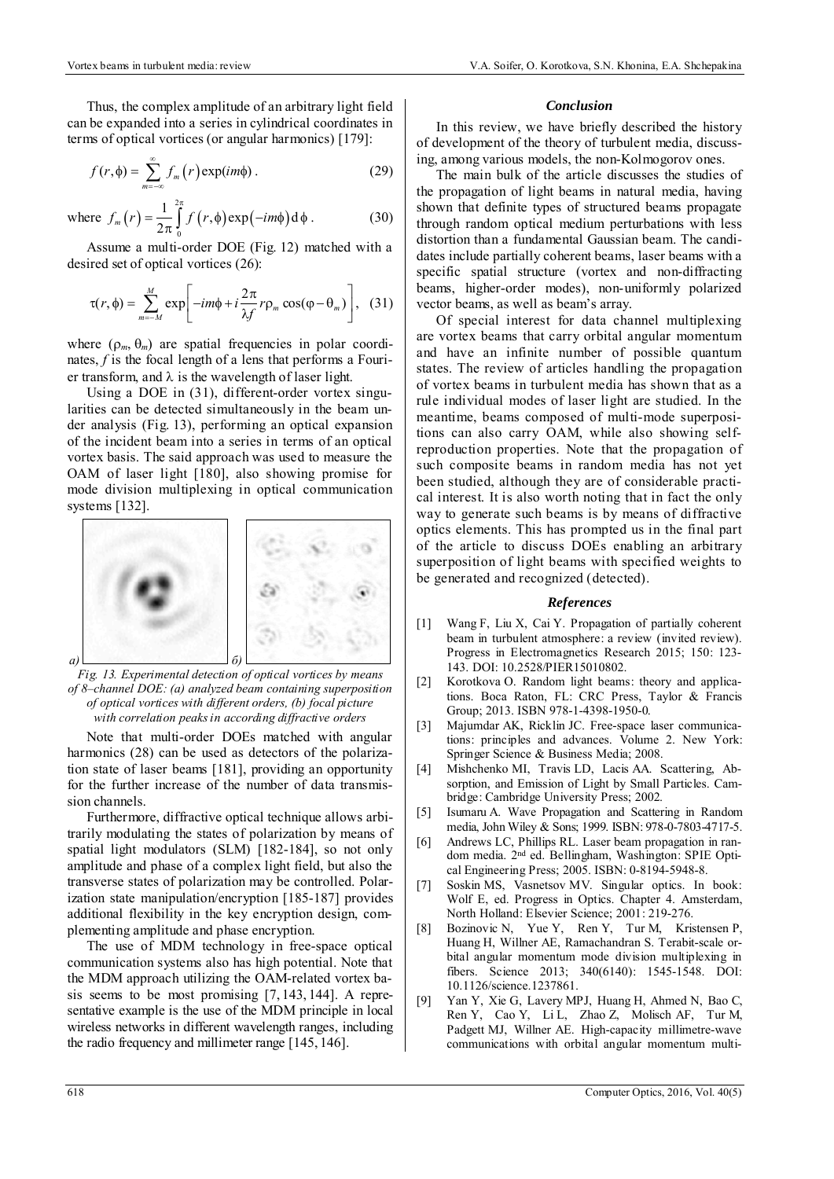Thus, the complex amplitude of an arbitrary light field can be expanded into a series in cylindrical coordinates in terms of optical vortices (or angular harmonics) [179]:

$$f(r,\phi)=\sum_{m=-\infty}^{\infty} f_m(r)\exp(im\phi)\,. \tag{29}$$

where $f_m(r)=\dfrac{1}{2\pi}\displaystyle\int_0^{2\pi} f(r,\phi)\exp(-im\phi)\,\mathrm{d}\phi\,.$ (30)

Assume a multi-order DOE (Fig. 12) matched with a desired set of optical vortices (26):

$$\tau(r,\phi)=\sum_{m=-M}^{M}\exp\left[-im\phi+i\frac{2\pi}{\lambda f}r\rho_m\cos(\varphi-\theta_m)\right], \tag{31}$$

where ($\rho_m$, $\theta_m$) are spatial frequencies in polar coordinates, $f$ is the focal length of a lens that performs a Fourier transform, and $\lambda$ is the wavelength of laser light.

Using a DOE in (31), different-order vortex singularities can be detected simultaneously in the beam under analysis (Fig. 13), performing an optical expansion of the incident beam into a series in terms of an optical vortex basis. The said approach was used to measure the OAM of laser light [180], also showing promise for mode division multiplexing in optical communication systems [132].

*a)* *б)*

*Fig. 13. Experimental detection of optical vortices by means of 8–channel DOE: (a) analyzed beam containing superposition of optical vortices with different orders, (b) focal picture with correlation peaks in according diffractive orders*

Note that multi-order DOEs matched with angular harmonics (28) can be used as detectors of the polarization state of laser beams [181], providing an opportunity for the further increase of the number of data transmission channels.

Furthermore, diffractive optical technique allows arbitrarily modulating the states of polarization by means of spatial light modulators (SLM) [182-184], so not only amplitude and phase of a complex light field, but also the transverse states of polarization may be controlled. Polarization state manipulation/encryption [185-187] provides additional flexibility in the key encryption design, complementing amplitude and phase encryption.

The use of MDM technology in free-space optical communication systems also has high potential. Note that the MDM approach utilizing the OAM-related vortex basis seems to be most promising [7, 143, 144]. A representative example is the use of the MDM principle in local wireless networks in different wavelength ranges, including the radio frequency and millimeter range [145, 146].

## *Conclusion*

In this review, we have briefly described the history of development of the theory of turbulent media, discussing, among various models, the non-Kolmogorov ones.

The main bulk of the article discusses the studies of the propagation of light beams in natural media, having shown that definite types of structured beams propagate through random optical medium perturbations with less distortion than a fundamental Gaussian beam. The candidates include partially coherent beams, laser beams with a specific spatial structure (vortex and non-diffracting beams, higher-order modes), non-uniformly polarized vector beams, as well as beam's array.

Of special interest for data channel multiplexing are vortex beams that carry orbital angular momentum and have an infinite number of possible quantum states. The review of articles handling the propagation of vortex beams in turbulent media has shown that as a rule individual modes of laser light are studied. In the meantime, beams composed of multi-mode superpositions can also carry OAM, while also showing self-reproduction properties. Note that the propagation of such composite beams in random media has not yet been studied, although they are of considerable practical interest. It is also worth noting that in fact the only way to generate such beams is by means of diffractive optics elements. This has prompted us in the final part of the article to discuss DOEs enabling an arbitrary superposition of light beams with specified weights to be generated and recognized (detected).

## *References*

[1] Wang F, Liu X, Cai Y. Propagation of partially coherent beam in turbulent atmosphere: a review (invited review). Progress in Electromagnetics Research 2015; 150: 123-143. DOI: 10.2528/PIER15010802.

[2] Korotkova O. Random light beams: theory and applications. Boca Raton, FL: CRC Press, Taylor & Francis Group; 2013. ISBN 978-1-4398-1950-0.

[3] Majumdar AK, Ricklin JC. Free-space laser communications: principles and advances. Volume 2. New York: Springer Science & Business Media; 2008.

[4] Mishchenko MI, Travis LD, Lacis AA. Scattering, Absorption, and Emission of Light by Small Particles. Cambridge: Cambridge University Press; 2002.

[5] Isumaru A. Wave Propagation and Scattering in Random media, John Wiley & Sons; 1999. ISBN: 978-0-7803-4717-5.

[6] Andrews LC, Phillips RL. Laser beam propagation in random media. 2nd ed. Bellingham, Washington: SPIE Optical Engineering Press; 2005. ISBN: 0-8194-5948-8.

[7] Soskin MS, Vasnetsov MV. Singular optics. In book: Wolf E, ed. Progress in Optics. Chapter 4. Amsterdam, North Holland: Elsevier Science; 2001: 219-276.

[8] Bozinovic N, Yue Y, Ren Y, Tur M, Kristensen P, Huang H, Willner AE, Ramachandran S. Terabit-scale orbital angular momentum mode division multiplexing in fibers. Science 2013; 340(6140): 1545-1548. DOI: 10.1126/science.1237861.

[9] Yan Y, Xie G, Lavery MPJ, Huang H, Ahmed N, Bao C, Ren Y, Cao Y, Li L, Zhao Z, Molisch AF, Tur M, Padgett MJ, Willner AE. High-capacity millimetre-wave communications with orbital angular momentum multi-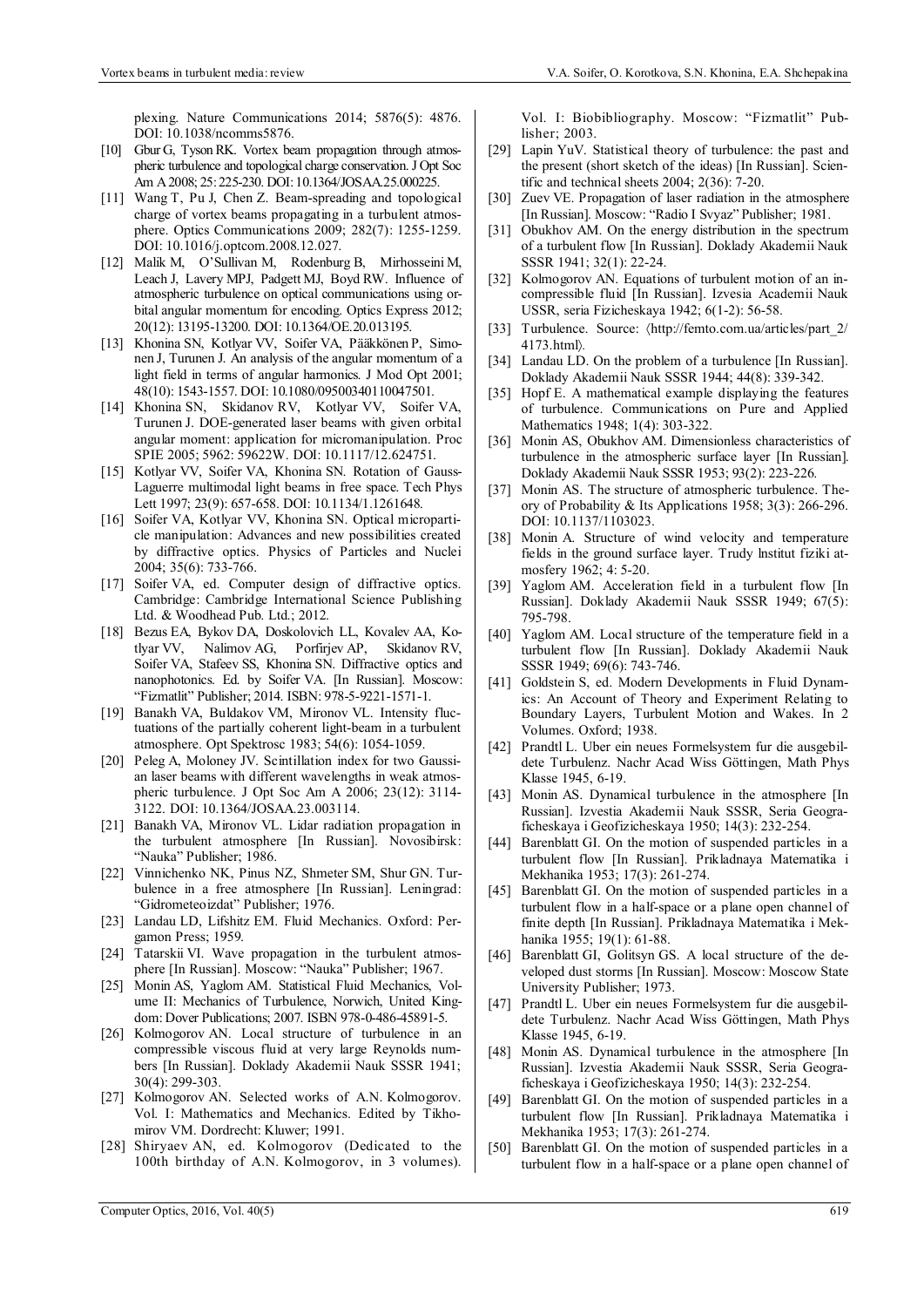plexing. Nature Communications 2014; 5876(5): 4876. DOI: 10.1038/ncomms5876.

[10] Gbur G, Tyson RK. Vortex beam propagation through atmospheric turbulence and topological charge conservation. J Opt Soc Am A 2008; 25: 225-230. DOI: 10.1364/JOSAA.25.000225.

[11] Wang T, Pu J, Chen Z. Beam-spreading and topological charge of vortex beams propagating in a turbulent atmosphere. Optics Communications 2009; 282(7): 1255-1259. DOI: 10.1016/j.optcom.2008.12.027.

[12] Malik M, O'Sullivan M, Rodenburg B, Mirhosseini M, Leach J, Lavery MPJ, Padgett MJ, Boyd RW. Influence of atmospheric turbulence on optical communications using orbital angular momentum for encoding. Optics Express 2012; 20(12): 13195-13200. DOI: 10.1364/OE.20.013195.

[13] Khonina SN, Kotlyar VV, Soifer VA, Pääkkönen P, Simonen J, Turunen J. An analysis of the angular momentum of a light field in terms of angular harmonics. J Mod Opt 2001; 48(10): 1543-1557. DOI: 10.1080/09500340110047501.

[14] Khonina SN, Skidanov RV, Kotlyar VV, Soifer VA, Turunen J. DOE-generated laser beams with given orbital angular moment: application for micromanipulation. Proc SPIE 2005; 5962: 59622W. DOI: 10.1117/12.624751.

[15] Kotlyar VV, Soifer VA, Khonina SN. Rotation of Gauss-Laguerre multimodal light beams in free space. Tech Phys Lett 1997; 23(9): 657-658. DOI: 10.1134/1.1261648.

[16] Soifer VA, Kotlyar VV, Khonina SN. Optical microparticle manipulation: Advances and new possibilities created by diffractive optics. Physics of Particles and Nuclei 2004; 35(6): 733-766.

[17] Soifer VA, ed. Computer design of diffractive optics. Cambridge: Cambridge International Science Publishing Ltd. & Woodhead Pub. Ltd.; 2012.

[18] Bezus EA, Bykov DA, Doskolovich LL, Kovalev AA, Kotlyar VV, Nalimov AG, Porfirjev AP, Skidanov RV, Soifer VA, Stafeev SS, Khonina SN. Diffractive optics and nanophotonics. Ed. by Soifer VA. [In Russian]. Moscow: "Fizmatlit" Publisher; 2014. ISBN: 978-5-9221-1571-1.

[19] Banakh VA, Buldakov VM, Mironov VL. Intensity fluctuations of the partially coherent light-beam in a turbulent atmosphere. Opt Spektrosc 1983; 54(6): 1054-1059.

[20] Peleg A, Moloney JV. Scintillation index for two Gaussian laser beams with different wavelengths in weak atmospheric turbulence. J Opt Soc Am A 2006; 23(12): 3114-3122. DOI: 10.1364/JOSAA.23.003114.

[21] Banakh VA, Mironov VL. Lidar radiation propagation in the turbulent atmosphere [In Russian]. Novosibirsk: "Nauka" Publisher; 1986.

[22] Vinnichenko NK, Pinus NZ, Shmeter SM, Shur GN. Turbulence in a free atmosphere [In Russian]. Leningrad: "Gidrometeoizdat" Publisher; 1976.

[23] Landau LD, Lifshitz EM. Fluid Mechanics. Oxford: Pergamon Press; 1959.

[24] Tatarskii VI. Wave propagation in the turbulent atmosphere [In Russian]. Moscow: "Nauka" Publisher; 1967.

[25] Monin AS, Yaglom AM. Statistical Fluid Mechanics, Volume II: Mechanics of Turbulence, Norwich, United Kingdom: Dover Publications; 2007. ISBN 978-0-486-45891-5.

[26] Kolmogorov AN. Local structure of turbulence in an compressible viscous fluid at very large Reynolds numbers [In Russian]. Doklady Akademii Nauk SSSR 1941; 30(4): 299-303.

[27] Kolmogorov AN. Selected works of A.N. Kolmogorov. Vol. I: Mathematics and Mechanics. Edited by Tikhomirov VM. Dordrecht: Kluwer; 1991.

[28] Shiryaev AN, ed. Kolmogorov (Dedicated to the 100th birthday of A.N. Kolmogorov, in 3 volumes). Vol. I: Biobibliography. Moscow: "Fizmatlit" Publisher; 2003.

[29] Lapin YuV. Statistical theory of turbulence: the past and the present (short sketch of the ideas) [In Russian]. Scientific and technical sheets 2004; 2(36): 7-20.

[30] Zuev VE. Propagation of laser radiation in the atmosphere [In Russian]. Moscow: "Radio I Svyaz" Publisher; 1981.

[31] Obukhov AM. On the energy distribution in the spectrum of a turbulent flow [In Russian]. Doklady Akademii Nauk SSSR 1941; 32(1): 22-24.

[32] Kolmogorov AN. Equations of turbulent motion of an incompressible fluid [In Russian]. Izvesia Academii Nauk USSR, seria Fizicheskaya 1942; 6(1-2): 56-58.

[33] Turbulence. Source: ⟨http://femto.com.ua/articles/part_2/4173.html⟩.

[34] Landau LD. On the problem of a turbulence [In Russian]. Doklady Akademii Nauk SSSR 1944; 44(8): 339-342.

[35] Hopf E. A mathematical example displaying the features of turbulence. Communications on Pure and Applied Mathematics 1948; 1(4): 303-322.

[36] Monin AS, Obukhov AM. Dimensionless characteristics of turbulence in the atmospheric surface layer [In Russian]. Doklady Akademii Nauk SSSR 1953; 93(2): 223-226.

[37] Monin AS. The structure of atmospheric turbulence. Theory of Probability & Its Applications 1958; 3(3): 266-296. DOI: 10.1137/1103023.

[38] Monin A. Structure of wind velocity and temperature fields in the ground surface layer. Trudy Institut fiziki atmosfery 1962; 4: 5-20.

[39] Yaglom AM. Acceleration field in a turbulent flow [In Russian]. Doklady Akademii Nauk SSSR 1949; 67(5): 795-798.

[40] Yaglom AM. Local structure of the temperature field in a turbulent flow [In Russian]. Doklady Akademii Nauk SSSR 1949; 69(6): 743-746.

[41] Goldstein S, ed. Modern Developments in Fluid Dynamics: An Account of Theory and Experiment Relating to Boundary Layers, Turbulent Motion and Wakes. In 2 Volumes. Oxford; 1938.

[42] Prandtl L. Uber ein neues Formelsystem fur die ausgebildete Turbulenz. Nachr Acad Wiss Göttingen, Math Phys Klasse 1945, 6-19.

[43] Monin AS. Dynamical turbulence in the atmosphere [In Russian]. Izvestia Akademii Nauk SSSR, Seria Geograficheskaya i Geofizicheskaya 1950; 14(3): 232-254.

[44] Barenblatt GI. On the motion of suspended particles in a turbulent flow [In Russian]. Prikladnaya Matematika i Mekhanika 1953; 17(3): 261-274.

[45] Barenblatt GI. On the motion of suspended particles in a turbulent flow in a half-space or a plane open channel of finite depth [In Russian]. Prikladnaya Matematika i Mekhanika 1955; 19(1): 61-88.

[46] Barenblatt GI, Golitsyn GS. A local structure of the developed dust storms [In Russian]. Moscow: Moscow State University Publisher; 1973.

[47] Prandtl L. Uber ein neues Formelsystem fur die ausgebildete Turbulenz. Nachr Acad Wiss Göttingen, Math Phys Klasse 1945, 6-19.

[48] Monin AS. Dynamical turbulence in the atmosphere [In Russian]. Izvestia Akademii Nauk SSSR, Seria Geograficheskaya i Geofizicheskaya 1950; 14(3): 232-254.

[49] Barenblatt GI. On the motion of suspended particles in a turbulent flow [In Russian]. Prikladnaya Matematika i Mekhanika 1953; 17(3): 261-274.

[50] Barenblatt GI. On the motion of suspended particles in a turbulent flow in a half-space or a plane open channel of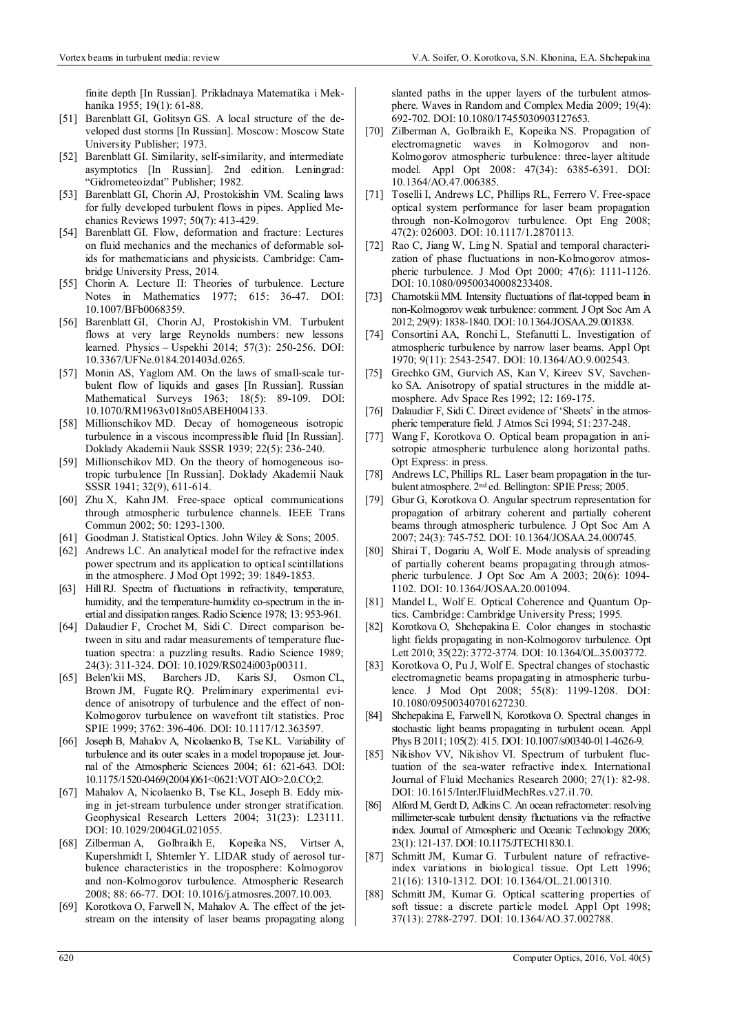finite depth [In Russian]. Prikladnaya Matematika i Mekhanika 1955; 19(1): 61-88.

[51] Barenblatt GI, Golitsyn GS. A local structure of the developed dust storms [In Russian]. Moscow: Moscow State University Publisher; 1973.

[52] Barenblatt GI. Similarity, self-similarity, and intermediate asymptotics [In Russian]. 2nd edition. Leningrad: "Gidrometeoizdat" Publisher; 1982.

[53] Barenblatt GI, Chorin AJ, Prostokishin VM. Scaling laws for fully developed turbulent flows in pipes. Applied Mechanics Reviews 1997; 50(7): 413-429.

[54] Barenblatt GI. Flow, deformation and fracture: Lectures on fluid mechanics and the mechanics of deformable solids for mathematicians and physicists. Cambridge: Cambridge University Press, 2014.

[55] Chorin A. Lecture II: Theories of turbulence. Lecture Notes in Mathematics 1977; 615: 36-47. DOI: 10.1007/BFb0068359.

[56] Barenblatt GI, Chorin AJ, Prostokishin VM. Turbulent flows at very large Reynolds numbers: new lessons learned. Physics – Uspekhi 2014; 57(3): 250-256. DOI: 10.3367/UFNe.0184.201403d.0265.

[57] Monin AS, Yaglom AM. On the laws of small-scale turbulent flow of liquids and gases [In Russian]. Russian Mathematical Surveys 1963; 18(5): 89-109. DOI: 10.1070/RM1963v018n05ABEH004133.

[58] Millionschikov MD. Decay of homogeneous isotropic turbulence in a viscous incompressible fluid [In Russian]. Doklady Akademii Nauk SSSR 1939; 22(5): 236-240.

[59] Millionschikov MD. On the theory of homogeneous isotropic turbulence [In Russian]. Doklady Akademii Nauk SSSR 1941; 32(9), 611-614.

[60] Zhu X, Kahn JM. Free-space optical communications through atmospheric turbulence channels. IEEE Trans Commun 2002; 50: 1293-1300.

[61] Goodman J. Statistical Optics. John Wiley & Sons; 2005.

[62] Andrews LC. An analytical model for the refractive index power spectrum and its application to optical scintillations in the atmosphere. J Mod Opt 1992; 39: 1849-1853.

[63] Hill RJ. Spectra of fluctuations in refractivity, temperature, humidity, and the temperature-humidity co-spectrum in the inertial and dissipation ranges. Radio Science 1978; 13: 953-961.

[64] Dalaudier F, Crochet M, Sidi C. Direct comparison between in situ and radar measurements of temperature fluctuation spectra: a puzzling results. Radio Science 1989; 24(3): 311-324. DOI: 10.1029/RS024i003p00311.

[65] Belen'kii MS, Barchers JD, Karis SJ, Osmon CL, Brown JM, Fugate RQ. Preliminary experimental evidence of anisotropy of turbulence and the effect of non-Kolmogorov turbulence on wavefront tilt statistics. Proc SPIE 1999; 3762: 396-406. DOI: 10.1117/12.363597.

[66] Joseph B, Mahalov A, Nicolaenko B, Tse KL. Variability of turbulence and its outer scales in a model tropopause jet. Journal of the Atmospheric Sciences 2004; 61: 621-643. DOI: 10.1175/1520-0469(2004)061<0621:VOTAIO>2.0.CO;2.

[67] Mahalov A, Nicolaenko B, Tse KL, Joseph B. Eddy mixing in jet-stream turbulence under stronger stratification. Geophysical Research Letters 2004; 31(23): L23111. DOI: 10.1029/2004GL021055.

[68] Zilberman A, Golbraikh E, Kopeika NS, Virtser A, Kupershmidt I, Shtemler Y. LIDAR study of aerosol turbulence characteristics in the troposphere: Kolmogorov and non-Kolmogorov turbulence. Atmospheric Research 2008; 88: 66-77. DOI: 10.1016/j.atmosres.2007.10.003.

[69] Korotkova O, Farwell N, Mahalov A. The effect of the jet-stream on the intensity of laser beams propagating along slanted paths in the upper layers of the turbulent atmosphere. Waves in Random and Complex Media 2009; 19(4): 692-702. DOI: 10.1080/17455030903127653.

[70] Zilberman A, Golbraikh E, Kopeika NS. Propagation of electromagnetic waves in Kolmogorov and non-Kolmogorov atmospheric turbulence: three-layer altitude model. Appl Opt 2008: 47(34): 6385-6391. DOI: 10.1364/AO.47.006385.

[71] Toselli I, Andrews LC, Phillips RL, Ferrero V. Free-space optical system performance for laser beam propagation through non-Kolmogorov turbulence. Opt Eng 2008; 47(2): 026003. DOI: 10.1117/1.2870113.

[72] Rao C, Jiang W, Ling N. Spatial and temporal characterization of phase fluctuations in non-Kolmogorov atmospheric turbulence. J Mod Opt 2000; 47(6): 1111-1126. DOI: 10.1080/09500340008233408.

[73] Charnotskii MM. Intensity fluctuations of flat-topped beam in non-Kolmogorov weak turbulence: comment. J Opt Soc Am A 2012; 29(9): 1838-1840. DOI: 10.1364/JOSAA.29.001838.

[74] Consortini AA, Ronchi L, Stefanutti L. Investigation of atmospheric turbulence by narrow laser beams. Appl Opt 1970; 9(11): 2543-2547. DOI: 10.1364/AO.9.002543.

[75] Grechko GM, Gurvich AS, Kan V, Kireev SV, Savchenko SA. Anisotropy of spatial structures in the middle atmosphere. Adv Space Res 1992; 12: 169-175.

[76] Dalaudier F, Sidi C. Direct evidence of 'Sheets' in the atmospheric temperature field. J Atmos Sci 1994; 51: 237-248.

[77] Wang F, Korotkova O. Optical beam propagation in anisotropic atmospheric turbulence along horizontal paths. Opt Express: in press.

[78] Andrews LC, Phillips RL. Laser beam propagation in the turbulent atmosphere. 2nd ed. Bellington: SPIE Press; 2005.

[79] Gbur G, Korotkova O. Angular spectrum representation for propagation of arbitrary coherent and partially coherent beams through atmospheric turbulence. J Opt Soc Am A 2007; 24(3): 745-752. DOI: 10.1364/JOSAA.24.000745.

[80] Shirai T, Dogariu A, Wolf E. Mode analysis of spreading of partially coherent beams propagating through atmospheric turbulence. J Opt Soc Am A 2003; 20(6): 1094-1102. DOI: 10.1364/JOSAA.20.001094.

[81] Mandel L, Wolf E. Optical Coherence and Quantum Optics. Cambridge: Cambridge University Press; 1995.

[82] Korotkova O, Shchepakina E. Color changes in stochastic light fields propagating in non-Kolmogorov turbulence. Opt Lett 2010; 35(22): 3772-3774. DOI: 10.1364/OL.35.003772.

[83] Korotkova O, Pu J, Wolf E. Spectral changes of stochastic electromagnetic beams propagating in atmospheric turbulence. J Mod Opt 2008; 55(8): 1199-1208. DOI: 10.1080/09500340701627230.

[84] Shchepakina E, Farwell N, Korotkova O. Spectral changes in stochastic light beams propagating in turbulent ocean. Appl Phys B 2011; 105(2): 415. DOI: 10.1007/s00340-011-4626-9.

[85] Nikishov VV, Nikishov VI. Spectrum of turbulent fluctuation of the sea-water refractive index. International Journal of Fluid Mechanics Research 2000; 27(1): 82-98. DOI: 10.1615/InterJFluidMechRes.v27.i1.70.

[86] Alford M, Gerdt D, Adkins C. An ocean refractometer: resolving millimeter-scale turbulent density fluctuations via the refractive index. Journal of Atmospheric and Oceanic Technology 2006; 23(1): 121-137. DOI: 10.1175/JTECH1830.1.

[87] Schmitt JM, Kumar G. Turbulent nature of refractive-index variations in biological tissue. Opt Lett 1996; 21(16): 1310-1312. DOI: 10.1364/OL.21.001310.

[88] Schmitt JM, Kumar G. Optical scattering properties of soft tissue: a discrete particle model. Appl Opt 1998; 37(13): 2788-2797. DOI: 10.1364/AO.37.002788.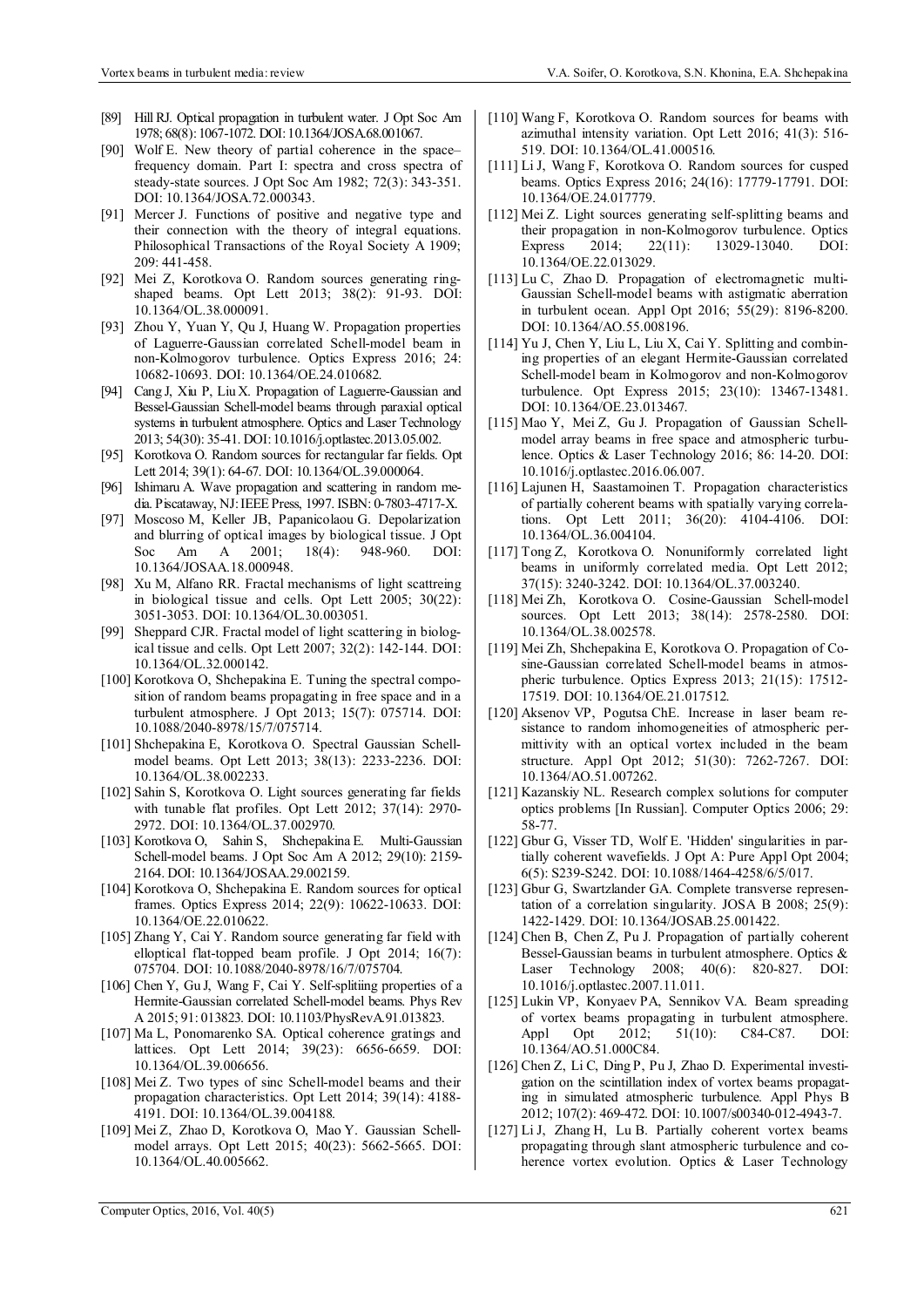[89] Hill RJ. Optical propagation in turbulent water. J Opt Soc Am 1978; 68(8): 1067-1072. DOI: 10.1364/JOSA.68.001067.

[90] Wolf E. New theory of partial coherence in the space–frequency domain. Part I: spectra and cross spectra of steady-state sources. J Opt Soc Am 1982; 72(3): 343-351. DOI: 10.1364/JOSA.72.000343.

[91] Mercer J. Functions of positive and negative type and their connection with the theory of integral equations. Philosophical Transactions of the Royal Society A 1909; 209: 441-458.

[92] Mei Z, Korotkova O. Random sources generating ring-shaped beams. Opt Lett 2013; 38(2): 91-93. DOI: 10.1364/OL.38.000091.

[93] Zhou Y, Yuan Y, Qu J, Huang W. Propagation properties of Laguerre-Gaussian correlated Schell-model beam in non-Kolmogorov turbulence. Optics Express 2016; 24: 10682-10693. DOI: 10.1364/OE.24.010682.

[94] Cang J, Xiu P, Liu X. Propagation of Laguerre-Gaussian and Bessel-Gaussian Schell-model beams through paraxial optical systems in turbulent atmosphere. Optics and Laser Technology 2013; 54(30): 35-41. DOI: 10.1016/j.optlastec.2013.05.002.

[95] Korotkova O. Random sources for rectangular far fields. Opt Lett 2014; 39(1): 64-67. DOI: 10.1364/OL.39.000064.

[96] Ishimaru A. Wave propagation and scattering in random media. Piscataway, NJ: IEEE Press, 1997. ISBN: 0-7803-4717-X.

[97] Moscoso M, Keller JB, Papanicolaou G. Depolarization and blurring of optical images by biological tissue. J Opt Soc Am A 2001; 18(4): 948-960. DOI: 10.1364/JOSAA.18.000948.

[98] Xu M, Alfano RR. Fractal mechanisms of light scattreing in biological tissue and cells. Opt Lett 2005; 30(22): 3051-3053. DOI: 10.1364/OL.30.003051.

[99] Sheppard CJR. Fractal model of light scattering in biological tissue and cells. Opt Lett 2007; 32(2): 142-144. DOI: 10.1364/OL.32.000142.

[100] Korotkova O, Shchepakina E. Tuning the spectral composition of random beams propagating in free space and in a turbulent atmosphere. J Opt 2013; 15(7): 075714. DOI: 10.1088/2040-8978/15/7/075714.

[101] Shchepakina E, Korotkova O. Spectral Gaussian Schell-model beams. Opt Lett 2013; 38(13): 2233-2236. DOI: 10.1364/OL.38.002233.

[102] Sahin S, Korotkova O. Light sources generating far fields with tunable flat profiles. Opt Lett 2012; 37(14): 2970-2972. DOI: 10.1364/OL.37.002970.

[103] Korotkova O, Sahin S, Shchepakina E. Multi-Gaussian Schell-model beams. J Opt Soc Am A 2012; 29(10): 2159-2164. DOI: 10.1364/JOSAA.29.002159.

[104] Korotkova O, Shchepakina E. Random sources for optical frames. Optics Express 2014; 22(9): 10622-10633. DOI: 10.1364/OE.22.010622.

[105] Zhang Y, Cai Y. Random source generating far field with elloptical flat-topped beam profile. J Opt 2014; 16(7): 075704. DOI: 10.1088/2040-8978/16/7/075704.

[106] Chen Y, Gu J, Wang F, Cai Y. Self-splitiing properties of a Hermite-Gaussian correlated Schell-model beams. Phys Rev A 2015; 91: 013823. DOI: 10.1103/PhysRevA.91.013823.

[107] Ma L, Ponomarenko SA. Optical coherence gratings and lattices. Opt Lett 2014; 39(23): 6656-6659. DOI: 10.1364/OL.39.006656.

[108] Mei Z. Two types of sinc Schell-model beams and their propagation characteristics. Opt Lett 2014; 39(14): 4188-4191. DOI: 10.1364/OL.39.004188.

[109] Mei Z, Zhao D, Korotkova O, Mao Y. Gaussian Schell-model arrays. Opt Lett 2015; 40(23): 5662-5665. DOI: 10.1364/OL.40.005662.

[110] Wang F, Korotkova O. Random sources for beams with azimuthal intensity variation. Opt Lett 2016; 41(3): 516-519. DOI: 10.1364/OL.41.000516.

[111] Li J, Wang F, Korotkova O. Random sources for cusped beams. Optics Express 2016; 24(16): 17779-17791. DOI: 10.1364/OE.24.017779.

[112] Mei Z. Light sources generating self-splitting beams and their propagation in non-Kolmogorov turbulence. Optics Express 2014; 22(11): 13029-13040. DOI: 10.1364/OE.22.013029.

[113] Lu C, Zhao D. Propagation of electromagnetic multi-Gaussian Schell-model beams with astigmatic aberration in turbulent ocean. Appl Opt 2016; 55(29): 8196-8200. DOI: 10.1364/AO.55.008196.

[114] Yu J, Chen Y, Liu L, Liu X, Cai Y. Splitting and combining properties of an elegant Hermite-Gaussian correlated Schell-model beam in Kolmogorov and non-Kolmogorov turbulence. Opt Express 2015; 23(10): 13467-13481. DOI: 10.1364/OE.23.013467.

[115] Mao Y, Mei Z, Gu J. Propagation of Gaussian Schell-model array beams in free space and atmospheric turbulence. Optics & Laser Technology 2016; 86: 14-20. DOI: 10.1016/j.optlastec.2016.06.007.

[116] Lajunen H, Saastamoinen T. Propagation characteristics of partially coherent beams with spatially varying correlations. Opt Lett 2011; 36(20): 4104-4106. DOI: 10.1364/OL.36.004104.

[117] Tong Z, Korotkova O. Nonuniformly correlated light beams in uniformly correlated media. Opt Lett 2012; 37(15): 3240-3242. DOI: 10.1364/OL.37.003240.

[118] Mei Zh, Korotkova O. Cosine-Gaussian Schell-model sources. Opt Lett 2013; 38(14): 2578-2580. DOI: 10.1364/OL.38.002578.

[119] Mei Zh, Shchepakina E, Korotkova O. Propagation of Cosine-Gaussian correlated Schell-model beams in atmospheric turbulence. Optics Express 2013; 21(15): 17512-17519. DOI: 10.1364/OE.21.017512.

[120] Aksenov VP, Pogutsa ChE. Increase in laser beam resistance to random inhomogeneities of atmospheric permittivity with an optical vortex included in the beam structure. Appl Opt 2012; 51(30): 7262-7267. DOI: 10.1364/AO.51.007262.

[121] Kazanskiy NL. Research complex solutions for computer optics problems [In Russian]. Computer Optics 2006; 29: 58-77.

[122] Gbur G, Visser TD, Wolf E. 'Hidden' singularities in partially coherent wavefields. J Opt A: Pure Appl Opt 2004; 6(5): S239-S242. DOI: 10.1088/1464-4258/6/5/017.

[123] Gbur G, Swartzlander GA. Complete transverse representation of a correlation singularity. JOSA B 2008; 25(9): 1422-1429. DOI: 10.1364/JOSAB.25.001422.

[124] Chen B, Chen Z, Pu J. Propagation of partially coherent Bessel-Gaussian beams in turbulent atmosphere. Optics & Laser Technology 2008; 40(6): 820-827. DOI: 10.1016/j.optlastec.2007.11.011.

[125] Lukin VP, Konyaev PA, Sennikov VA. Beam spreading of vortex beams propagating in turbulent atmosphere. Appl Opt 2012; 51(10): C84-C87. DOI: 10.1364/AO.51.000C84.

[126] Chen Z, Li C, Ding P, Pu J, Zhao D. Experimental investigation on the scintillation index of vortex beams propagating in simulated atmospheric turbulence. Appl Phys B 2012; 107(2): 469-472. DOI: 10.1007/s00340-012-4943-7.

[127] Li J, Zhang H, Lu B. Partially coherent vortex beams propagating through slant atmospheric turbulence and coherence vortex evolution. Optics & Laser Technology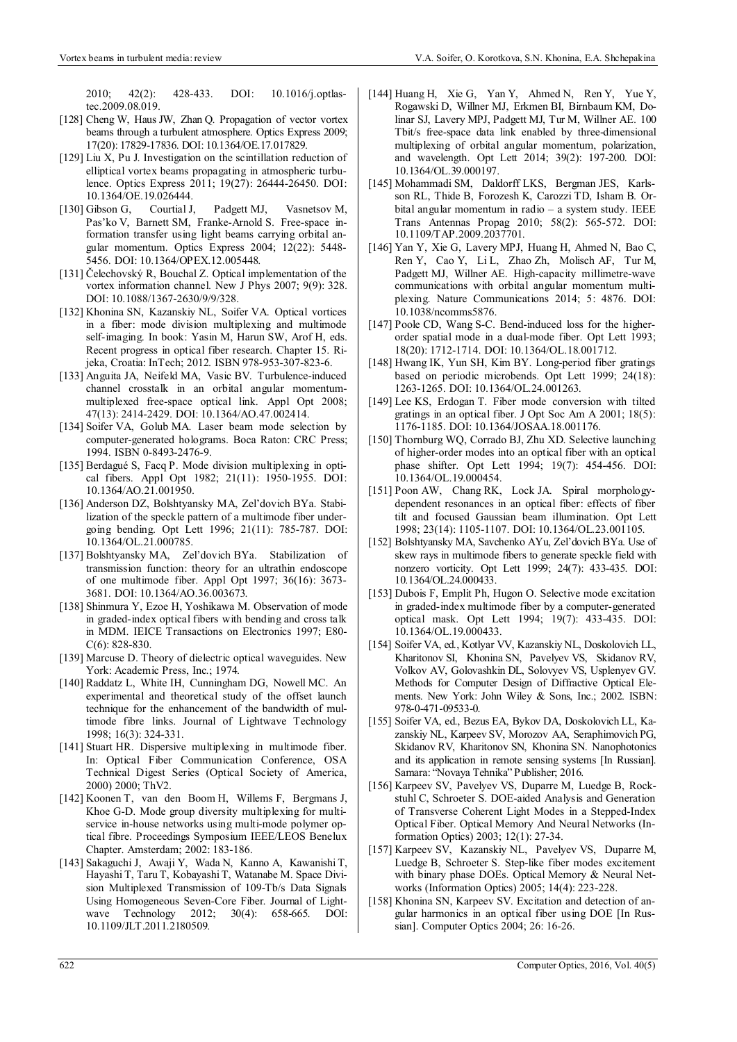2010; 42(2): 428-433. DOI: 10.1016/j.optlastec.2009.08.019.

[128] Cheng W, Haus JW, Zhan Q. Propagation of vector vortex beams through a turbulent atmosphere. Optics Express 2009; 17(20): 17829-17836. DOI: 10.1364/OE.17.017829.

[129] Liu X, Pu J. Investigation on the scintillation reduction of elliptical vortex beams propagating in atmospheric turbulence. Optics Express 2011; 19(27): 26444-26450. DOI: 10.1364/OE.19.026444.

[130] Gibson G, Courtial J, Padgett MJ, Vasnetsov M, Pas'ko V, Barnett SM, Franke-Arnold S. Free-space information transfer using light beams carrying orbital angular momentum. Optics Express 2004; 12(22): 5448-5456. DOI: 10.1364/OPEX.12.005448.

[131] Čelechovský R, Bouchal Z. Optical implementation of the vortex information channel. New J Phys 2007; 9(9): 328. DOI: 10.1088/1367-2630/9/9/328.

[132] Khonina SN, Kazanskiy NL, Soifer VA. Optical vortices in a fiber: mode division multiplexing and multimode self-imaging. In book: Yasin M, Harun SW, Arof H, eds. Recent progress in optical fiber research. Chapter 15. Rijeka, Croatia: InTech; 2012. ISBN 978-953-307-823-6.

[133] Anguita JA, Neifeld MA, Vasic BV. Turbulence-induced channel crosstalk in an orbital angular momentum-multiplexed free-space optical link. Appl Opt 2008; 47(13): 2414-2429. DOI: 10.1364/AO.47.002414.

[134] Soifer VA, Golub MA. Laser beam mode selection by computer-generated holograms. Boca Raton: CRC Press; 1994. ISBN 0-8493-2476-9.

[135] Berdagué S, Facq P. Mode division multiplexing in optical fibers. Appl Opt 1982; 21(11): 1950-1955. DOI: 10.1364/AO.21.001950.

[136] Anderson DZ, Bolshtyansky MA, Zel'dovich BYa. Stabilization of the speckle pattern of a multimode fiber undergoing bending. Opt Lett 1996; 21(11): 785-787. DOI: 10.1364/OL.21.000785.

[137] Bolshtyansky MA, Zel'dovich BYa. Stabilization of transmission function: theory for an ultrathin endoscope of one multimode fiber. Appl Opt 1997; 36(16): 3673-3681. DOI: 10.1364/AO.36.003673.

[138] Shinmura Y, Ezoe H, Yoshikawa M. Observation of mode in graded-index optical fibers with bending and cross talk in MDM. IEICE Transactions on Electronics 1997; E80-C(6): 828-830.

[139] Marcuse D. Theory of dielectric optical waveguides. New York: Academic Press, Inc.; 1974.

[140] Raddatz L, White IH, Cunningham DG, Nowell MC. An experimental and theoretical study of the offset launch technique for the enhancement of the bandwidth of multimode fibre links. Journal of Lightwave Technology 1998; 16(3): 324-331.

[141] Stuart HR. Dispersive multiplexing in multimode fiber. In: Optical Fiber Communication Conference, OSA Technical Digest Series (Optical Society of America, 2000) 2000; ThV2.

[142] Koonen T, van den Boom H, Willems F, Bergmans J, Khoe G-D. Mode group diversity multiplexing for multi-service in-house networks using multi-mode polymer optical fibre. Proceedings Symposium IEEE/LEOS Benelux Chapter. Amsterdam; 2002: 183-186.

[143] Sakaguchi J, Awaji Y, Wada N, Kanno A, Kawanishi T, Hayashi T, Taru T, Kobayashi T, Watanabe M. Space Division Multiplexed Transmission of 109-Tb/s Data Signals Using Homogeneous Seven-Core Fiber. Journal of Lightwave Technology 2012; 30(4): 658-665. DOI: 10.1109/JLT.2011.2180509.

[144] Huang H, Xie G, Yan Y, Ahmed N, Ren Y, Yue Y, Rogawski D, Willner MJ, Erkmen BI, Birnbaum KM, Dolinar SJ, Lavery MPJ, Padgett MJ, Tur M, Willner AE. 100 Tbit/s free-space data link enabled by three-dimensional multiplexing of orbital angular momentum, polarization, and wavelength. Opt Lett 2014; 39(2): 197-200. DOI: 10.1364/OL.39.000197.

[145] Mohammadi SM, Daldorff LKS, Bergman JES, Karlsson RL, Thide B, Forozesh K, Carozzi TD, Isham B. Orbital angular momentum in radio – a system study. IEEE Trans Antennas Propag 2010; 58(2): 565-572. DOI: 10.1109/TAP.2009.2037701.

[146] Yan Y, Xie G, Lavery MPJ, Huang H, Ahmed N, Bao C, Ren Y, Cao Y, Li L, Zhao Zh, Molisch AF, Tur M, Padgett MJ, Willner AE. High-capacity millimetre-wave communications with orbital angular momentum multiplexing. Nature Communications 2014; 5: 4876. DOI: 10.1038/ncomms5876.

[147] Poole CD, Wang S-C. Bend-induced loss for the higher-order spatial mode in a dual-mode fiber. Opt Lett 1993; 18(20): 1712-1714. DOI: 10.1364/OL.18.001712.

[148] Hwang IK, Yun SH, Kim BY. Long-period fiber gratings based on periodic microbends. Opt Lett 1999; 24(18): 1263-1265. DOI: 10.1364/OL.24.001263.

[149] Lee KS, Erdogan T. Fiber mode conversion with tilted gratings in an optical fiber. J Opt Soc Am A 2001; 18(5): 1176-1185. DOI: 10.1364/JOSAA.18.001176.

[150] Thornburg WQ, Corrado BJ, Zhu XD. Selective launching of higher-order modes into an optical fiber with an optical phase shifter. Opt Lett 1994; 19(7): 454-456. DOI: 10.1364/OL.19.000454.

[151] Poon AW, Chang RK, Lock JA. Spiral morphology-dependent resonances in an optical fiber: effects of fiber tilt and focused Gaussian beam illumination. Opt Lett 1998; 23(14): 1105-1107. DOI: 10.1364/OL.23.001105.

[152] Bolshtyansky MA, Savchenko AYu, Zel'dovich BYa. Use of skew rays in multimode fibers to generate speckle field with nonzero vorticity. Opt Lett 1999; 24(7): 433-435. DOI: 10.1364/OL.24.000433.

[153] Dubois F, Emplit Ph, Hugon O. Selective mode excitation in graded-index multimode fiber by a computer-generated optical mask. Opt Lett 1994; 19(7): 433-435. DOI: 10.1364/OL.19.000433.

[154] Soifer VA, ed., Kotlyar VV, Kazanskiy NL, Doskolovich LL, Kharitonov SI, Khonina SN, Pavelyev VS, Skidanov RV, Volkov AV, Golovashkin DL, Solovyev VS, Usplenyev GV. Methods for Computer Design of Diffractive Optical Elements. New York: John Wiley & Sons, Inc.; 2002. ISBN: 978-0-471-09533-0.

[155] Soifer VA, ed., Bezus EA, Bykov DA, Doskolovich LL, Kazanskiy NL, Karpeev SV, Morozov AA, Seraphimovich PG, Skidanov RV, Kharitonov SN, Khonina SN. Nanophotonics and its application in remote sensing systems [In Russian]. Samara: "Novaya Tehnika" Publisher; 2016.

[156] Karpeev SV, Pavelyev VS, Duparre M, Luedge B, Rockstuhl C, Schroeter S. DOE-aided Analysis and Generation of Transverse Coherent Light Modes in a Stepped-Index Optical Fiber. Optical Memory And Neural Networks (Information Optics) 2003; 12(1): 27-34.

[157] Karpeev SV, Kazanskiy NL, Pavelyev VS, Duparre M, Luedge B, Schroeter S. Step-like fiber modes excitement with binary phase DOEs. Optical Memory & Neural Networks (Information Optics) 2005; 14(4): 223-228.

[158] Khonina SN, Karpeev SV. Excitation and detection of angular harmonics in an optical fiber using DOE [In Russian]. Computer Optics 2004; 26: 16-26.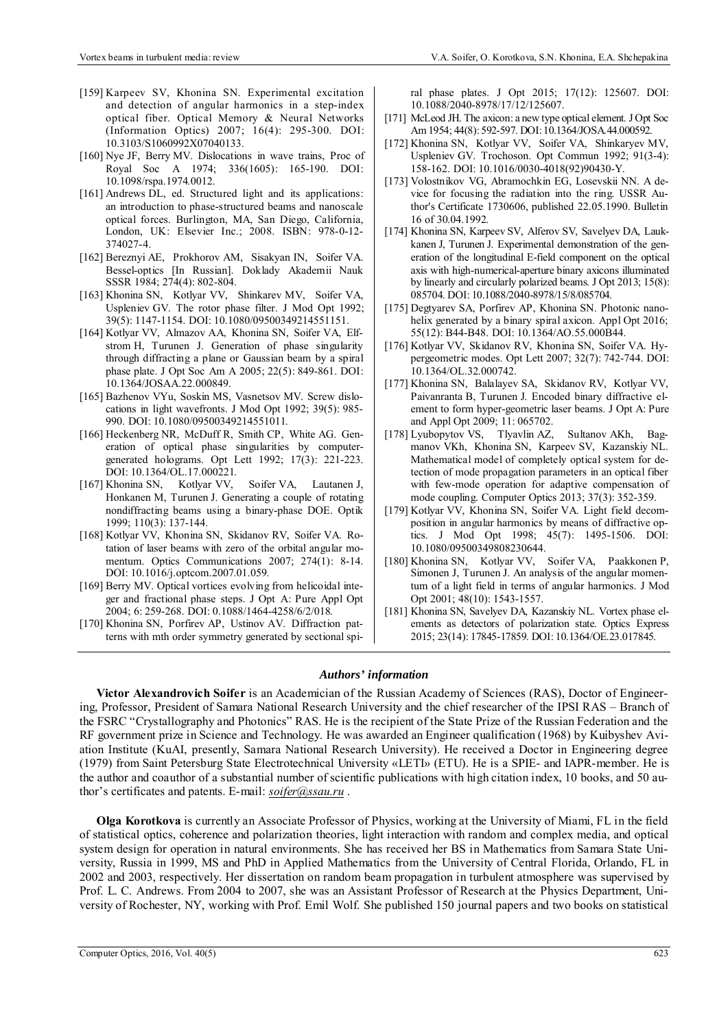[159] Karpeev SV, Khonina SN. Experimental excitation and detection of angular harmonics in a step-index optical fiber. Optical Memory & Neural Networks (Information Optics) 2007; 16(4): 295-300. DOI: 10.3103/S1060992X07040133.

[160] Nye JF, Berry MV. Dislocations in wave trains, Proc of Royal Soc A 1974; 336(1605): 165-190. DOI: 10.1098/rspa.1974.0012.

[161] Andrews DL, ed. Structured light and its applications: an introduction to phase-structured beams and nanoscale optical forces. Burlington, MA, San Diego, California, London, UK: Elsevier Inc.; 2008. ISBN: 978-0-12-374027-4.

[162] Bereznyi AE, Prokhorov AM, Sisakyan IN, Soifer VA. Bessel-optics [In Russian]. Doklady Akademii Nauk SSSR 1984; 274(4): 802-804.

[163] Khonina SN, Kotlyar VV, Shinkarev MV, Soifer VA, Uspleniev GV. The rotor phase filter. J Mod Opt 1992; 39(5): 1147-1154. DOI: 10.1080/09500349214551151.

[164] Kotlyar VV, Almazov AA, Khonina SN, Soifer VA, Elfstrom H, Turunen J. Generation of phase singularity through diffracting a plane or Gaussian beam by a spiral phase plate. J Opt Soc Am A 2005; 22(5): 849-861. DOI: 10.1364/JOSAA.22.000849.

[165] Bazhenov VYu, Soskin MS, Vasnetsov MV. Screw dislocations in light wavefronts. J Mod Opt 1992; 39(5): 985-990. DOI: 10.1080/09500349214551011.

[166] Heckenberg NR, McDuff R, Smith CP, White AG. Generation of optical phase singularities by computer-generated holograms. Opt Lett 1992; 17(3): 221-223. DOI: 10.1364/OL.17.000221.

[167] Khonina SN, Kotlyar VV, Soifer VA, Lautanen J, Honkanen M, Turunen J. Generating a couple of rotating nondiffracting beams using a binary-phase DOE. Optik 1999; 110(3): 137-144.

[168] Kotlyar VV, Khonina SN, Skidanov RV, Soifer VA. Rotation of laser beams with zero of the orbital angular momentum. Optics Communications 2007; 274(1): 8-14. DOI: 10.1016/j.optcom.2007.01.059.

[169] Berry MV. Optical vortices evolving from helicoidal integer and fractional phase steps. J Opt A: Pure Appl Opt 2004; 6: 259-268. DOI: 0.1088/1464-4258/6/2/018.

[170] Khonina SN, Porfirev AP, Ustinov AV. Diffraction patterns with mth order symmetry generated by sectional spiral phase plates. J Opt 2015; 17(12): 125607. DOI: 10.1088/2040-8978/17/12/125607.

[171] McLeod JH. The axicon: a new type optical element. J Opt Soc Am 1954; 44(8): 592-597. DOI: 10.1364/JOSA.44.000592.

[172] Khonina SN, Kotlyar VV, Soifer VA, Shinkaryev MV, Uspleniev GV. Trochoson. Opt Commun 1992; 91(3-4): 158-162. DOI: 10.1016/0030-4018(92)90430-Y.

[173] Volostnikov VG, Abramochkin EG, Losevskii NN. A device for focusing the radiation into the ring. USSR Author's Certificate 1730606, published 22.05.1990. Bulletin 16 of 30.04.1992.

[174] Khonina SN, Karpeev SV, Alferov SV, Savelyev DA, Laukkanen J, Turunen J. Experimental demonstration of the generation of the longitudinal E-field component on the optical axis with high-numerical-aperture binary axicons illuminated by linearly and circularly polarized beams. J Opt 2013; 15(8): 085704. DOI: 10.1088/2040-8978/15/8/085704.

[175] Degtyarev SA, Porfirev AP, Khonina SN. Photonic nanohelix generated by a binary spiral axicon. Appl Opt 2016; 55(12): B44-B48. DOI: 10.1364/AO.55.000B44.

[176] Kotlyar VV, Skidanov RV, Khonina SN, Soifer VA. Hypergeometric modes. Opt Lett 2007; 32(7): 742-744. DOI: 10.1364/OL.32.000742.

[177] Khonina SN, Balalayev SA, Skidanov RV, Kotlyar VV, Paivanranta B, Turunen J. Encoded binary diffractive element to form hyper-geometric laser beams. J Opt A: Pure and Appl Opt 2009; 11: 065702.

[178] Lyubopytov VS, Tlyavlin AZ, Sultanov AKh, Bagmanov VKh, Khonina SN, Karpeev SV, Kazanskiy NL. Mathematical model of completely optical system for detection of mode propagation parameters in an optical fiber with few-mode operation for adaptive compensation of mode coupling. Computer Optics 2013; 37(3): 352-359.

[179] Kotlyar VV, Khonina SN, Soifer VA. Light field decomposition in angular harmonics by means of diffractive optics. J Mod Opt 1998; 45(7): 1495-1506. DOI: 10.1080/09500349808230644.

[180] Khonina SN, Kotlyar VV, Soifer VA, Paakkonen P, Simonen J, Turunen J. An analysis of the angular momentum of a light field in terms of angular harmonics. J Mod Opt 2001; 48(10): 1543-1557.

[181] Khonina SN, Savelyev DA, Kazanskiy NL. Vortex phase elements as detectors of polarization state. Optics Express 2015; 23(14): 17845-17859. DOI: 10.1364/OE.23.017845.

### *Authors' information*

**Victor Alexandrovich Soifer** is an Academician of the Russian Academy of Sciences (RAS), Doctor of Engineering, Professor, President of Samara National Research University and the chief researcher of the IPSI RAS – Branch of the FSRC "Crystallography and Photonics" RAS. He is the recipient of the State Prize of the Russian Federation and the RF government prize in Science and Technology. He was awarded an Engineer qualification (1968) by Kuibyshev Aviation Institute (KuAI, presently, Samara National Research University). He received a Doctor in Engineering degree (1979) from Saint Petersburg State Electrotechnical University «LETI» (ETU). He is a SPIE- and IAPR-member. He is the author and coauthor of a substantial number of scientific publications with high citation index, 10 books, and 50 author's certificates and patents. E-mail: *soifer@ssau.ru* .

**Olga Korotkova** is currently an Associate Professor of Physics, working at the University of Miami, FL in the field of statistical optics, coherence and polarization theories, light interaction with random and complex media, and optical system design for operation in natural environments. She has received her BS in Mathematics from Samara State University, Russia in 1999, MS and PhD in Applied Mathematics from the University of Central Florida, Orlando, FL in 2002 and 2003, respectively. Her dissertation on random beam propagation in turbulent atmosphere was supervised by Prof. L. C. Andrews. From 2004 to 2007, she was an Assistant Professor of Research at the Physics Department, University of Rochester, NY, working with Prof. Emil Wolf. She published 150 journal papers and two books on statistical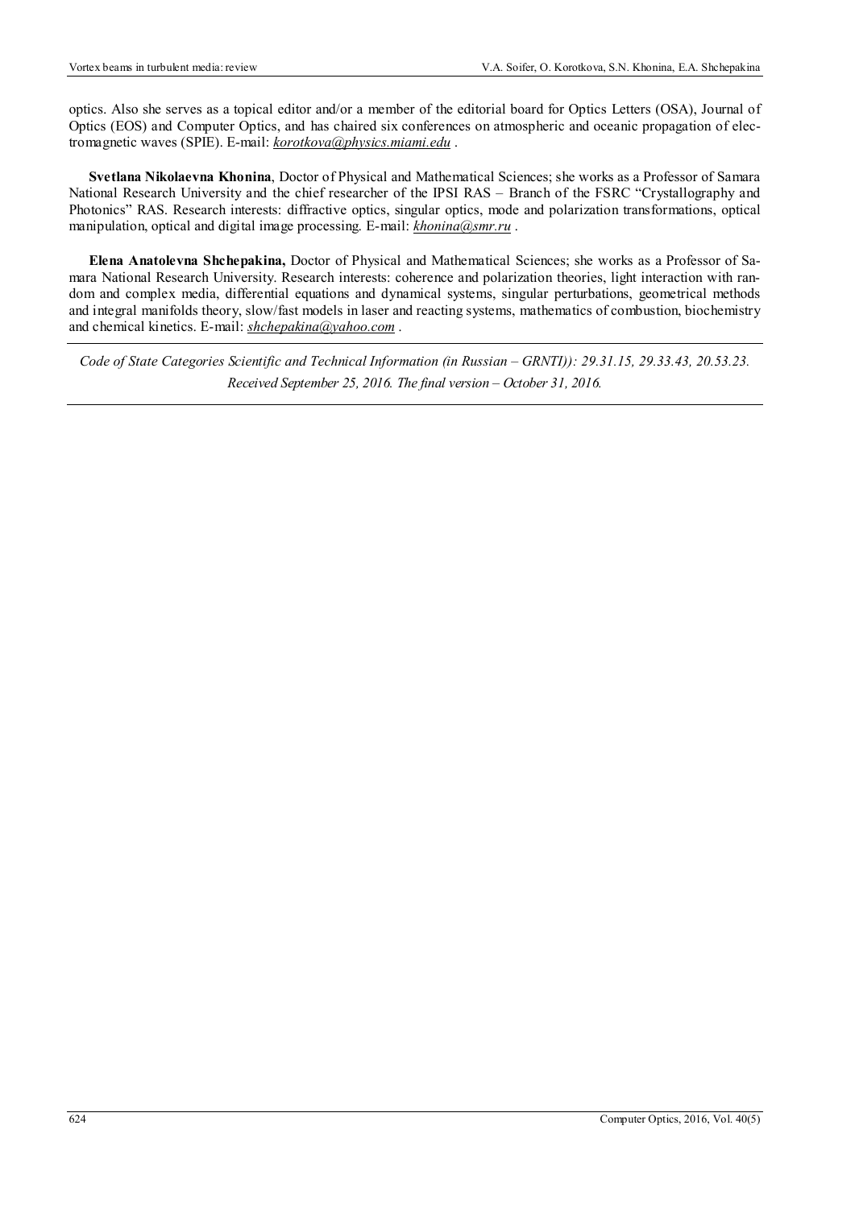optics. Also she serves as a topical editor and/or a member of the editorial board for Optics Letters (OSA), Journal of Optics (EOS) and Computer Optics, and has chaired six conferences on atmospheric and oceanic propagation of electromagnetic waves (SPIE). E-mail: *korotkova@physics.miami.edu* .

**Svetlana Nikolaevna Khonina**, Doctor of Physical and Mathematical Sciences; she works as a Professor of Samara National Research University and the chief researcher of the IPSI RAS – Branch of the FSRC "Crystallography and Photonics" RAS. Research interests: diffractive optics, singular optics, mode and polarization transformations, optical manipulation, optical and digital image processing. E-mail: *khonina@smr.ru* .

**Elena Anatolevna Shchepakina,** Doctor of Physical and Mathematical Sciences; she works as a Professor of Samara National Research University. Research interests: coherence and polarization theories, light interaction with random and complex media, differential equations and dynamical systems, singular perturbations, geometrical methods and integral manifolds theory, slow/fast models in laser and reacting systems, mathematics of combustion, biochemistry and chemical kinetics. E-mail: *shchepakina@yahoo.com* .

---

*Code of State Categories Scientific and Technical Information (in Russian – GRNTI)): 29.31.15, 29.33.43, 20.53.23.*
*Received September 25, 2016. The final version – October 31, 2016.*